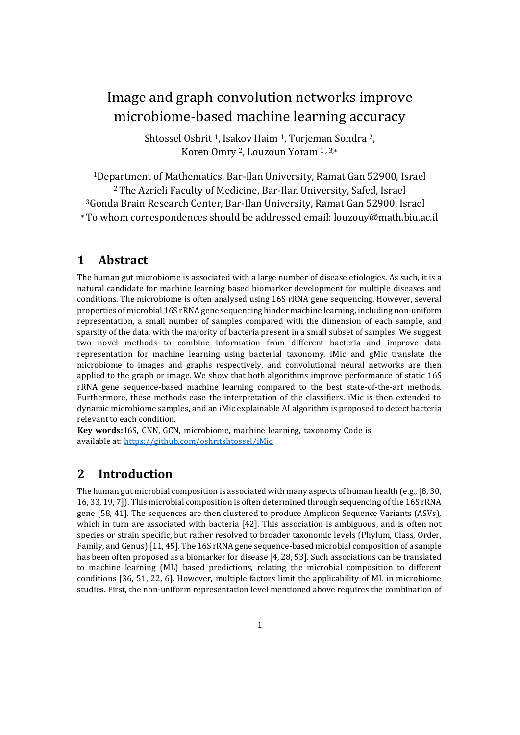# Image and graph convolution networks improve microbiome-based machine learning accuracy

Shtossel Oshrit [1], Isakov Haim [1], Turjeman Sondra [2], Koren Omry [2], Louzoun Yoram [1,3,*]

[1]Department of Mathematics, Bar-Ilan University, Ramat Gan 52900, Israel
[2] The Azrieli Faculty of Medicine, Bar-Ilan University, Safed, Israel
[3]Gonda Brain Research Center, Bar-Ilan University, Ramat Gan 52900, Israel
[*] To whom correspondences should be addressed email: louzouy@math.biu.ac.il

## 1 Abstract

The human gut microbiome is associated with a large number of disease etiologies. As such, it is a natural candidate for machine learning based biomarker development for multiple diseases and conditions. The microbiome is often analysed using 16S rRNA gene sequencing. However, several properties of microbial 16S rRNA gene sequencing hinder machine learning, including non-uniform representation, a small number of samples compared with the dimension of each sample, and sparsity of the data, with the majority of bacteria present in a small subset of samples. We suggest two novel methods to combine information from different bacteria and improve data representation for machine learning using bacterial taxonomy. iMic and gMic translate the microbiome to images and graphs respectively, and convolutional neural networks are then applied to the graph or image. We show that both algorithms improve performance of static 16S rRNA gene sequence-based machine learning compared to the best state-of-the-art methods. Furthermore, these methods ease the interpretation of the classifiers. iMic is then extended to dynamic microbiome samples, and an iMic explainable AI algorithm is proposed to detect bacteria relevant to each condition.

**Key words:**16S, CNN, GCN, microbiome, machine learning, taxonomy Code is available at: https://github.com/oshritshtossel/iMic

## 2 Introduction

The human gut microbial composition is associated with many aspects of human health (e.g., [8, 30, 16, 33, 19, 7]). This microbial composition is often determined through sequencing of the 16S rRNA gene [58, 41]. The sequences are then clustered to produce Amplicon Sequence Variants (ASVs), which in turn are associated with bacteria [42]. This association is ambiguous, and is often not species or strain specific, but rather resolved to broader taxonomic levels (Phylum, Class, Order, Family, and Genus) [11, 45]. The 16S rRNA gene sequence-based microbial composition of a sample has been often proposed as a biomarker for disease [4, 28, 53]. Such associations can be translated to machine learning (ML) based predictions, relating the microbial composition to different conditions [36, 51, 22, 6]. However, multiple factors limit the applicability of ML in microbiome studies. First, the non-uniform representation level mentioned above requires the combination of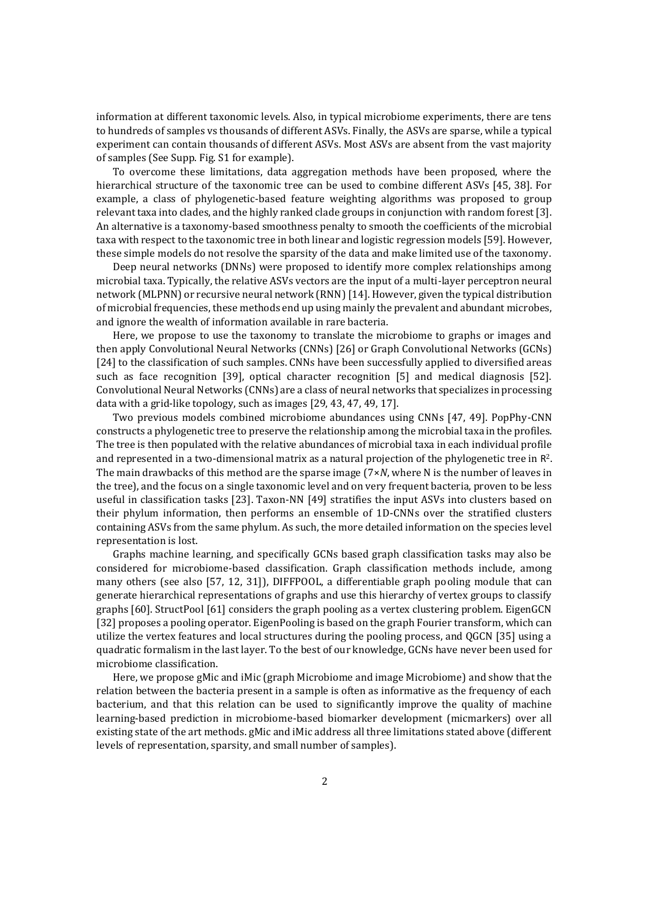information at different taxonomic levels. Also, in typical microbiome experiments, there are tens to hundreds of samples vs thousands of different ASVs. Finally, the ASVs are sparse, while a typical experiment can contain thousands of different ASVs. Most ASVs are absent from the vast majority of samples (See Supp. Fig. S1 for example).

To overcome these limitations, data aggregation methods have been proposed, where the hierarchical structure of the taxonomic tree can be used to combine different ASVs [45, 38]. For example, a class of phylogenetic-based feature weighting algorithms was proposed to group relevant taxa into clades, and the highly ranked clade groups in conjunction with random forest [3]. An alternative is a taxonomy-based smoothness penalty to smooth the coefficients of the microbial taxa with respect to the taxonomic tree in both linear and logistic regression models [59]. However, these simple models do not resolve the sparsity of the data and make limited use of the taxonomy.

Deep neural networks (DNNs) were proposed to identify more complex relationships among microbial taxa. Typically, the relative ASVs vectors are the input of a multi-layer perceptron neural network (MLPNN) or recursive neural network (RNN) [14]. However, given the typical distribution of microbial frequencies, these methods end up using mainly the prevalent and abundant microbes, and ignore the wealth of information available in rare bacteria.

Here, we propose to use the taxonomy to translate the microbiome to graphs or images and then apply Convolutional Neural Networks (CNNs) [26] or Graph Convolutional Networks (GCNs) [24] to the classification of such samples. CNNs have been successfully applied to diversified areas such as face recognition [39], optical character recognition [5] and medical diagnosis [52]. Convolutional Neural Networks (CNNs) are a class of neural networks that specializes in processing data with a grid-like topology, such as images [29, 43, 47, 49, 17].

Two previous models combined microbiome abundances using CNNs [47, 49]. PopPhy-CNN constructs a phylogenetic tree to preserve the relationship among the microbial taxa in the profiles. The tree is then populated with the relative abundances of microbial taxa in each individual profile and represented in a two-dimensional matrix as a natural projection of the phylogenetic tree in $R^2$. The main drawbacks of this method are the sparse image ($7 \times N$, where N is the number of leaves in the tree), and the focus on a single taxonomic level and on very frequent bacteria, proven to be less useful in classification tasks [23]. Taxon-NN [49] stratifies the input ASVs into clusters based on their phylum information, then performs an ensemble of 1D-CNNs over the stratified clusters containing ASVs from the same phylum. As such, the more detailed information on the species level representation is lost.

Graphs machine learning, and specifically GCNs based graph classification tasks may also be considered for microbiome-based classification. Graph classification methods include, among many others (see also [57, 12, 31]), DIFFPOOL, a differentiable graph pooling module that can generate hierarchical representations of graphs and use this hierarchy of vertex groups to classify graphs [60]. StructPool [61] considers the graph pooling as a vertex clustering problem. EigenGCN [32] proposes a pooling operator. EigenPooling is based on the graph Fourier transform, which can utilize the vertex features and local structures during the pooling process, and QGCN [35] using a quadratic formalism in the last layer. To the best of our knowledge, GCNs have never been used for microbiome classification.

Here, we propose gMic and iMic (graph Microbiome and image Microbiome) and show that the relation between the bacteria present in a sample is often as informative as the frequency of each bacterium, and that this relation can be used to significantly improve the quality of machine learning-based prediction in microbiome-based biomarker development (micmarkers) over all existing state of the art methods. gMic and iMic address all three limitations stated above (different levels of representation, sparsity, and small number of samples).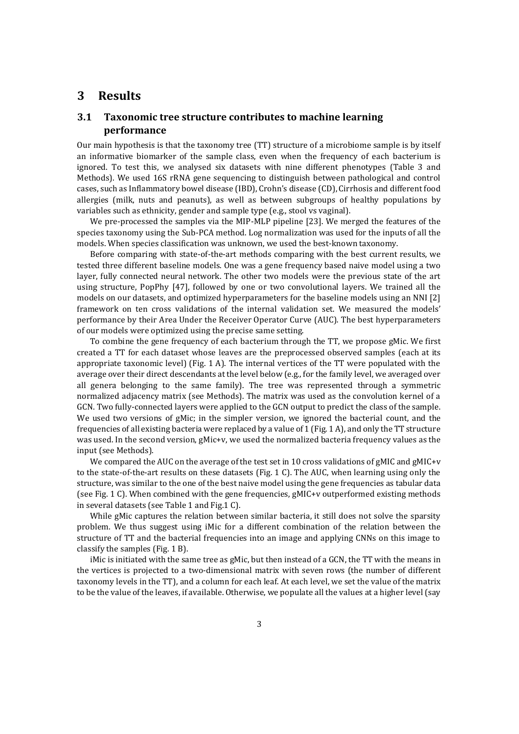# 3 Results

## 3.1 Taxonomic tree structure contributes to machine learning performance

Our main hypothesis is that the taxonomy tree (TT) structure of a microbiome sample is by itself an informative biomarker of the sample class, even when the frequency of each bacterium is ignored. To test this, we analysed six datasets with nine different phenotypes (Table 3 and Methods). We used 16S rRNA gene sequencing to distinguish between pathological and control cases, such as Inflammatory bowel disease (IBD), Crohn's disease (CD), Cirrhosis and different food allergies (milk, nuts and peanuts), as well as between subgroups of healthy populations by variables such as ethnicity, gender and sample type (e.g., stool vs vaginal).

We pre-processed the samples via the MIP-MLP pipeline [23]. We merged the features of the species taxonomy using the Sub-PCA method. Log normalization was used for the inputs of all the models. When species classification was unknown, we used the best-known taxonomy.

Before comparing with state-of-the-art methods comparing with the best current results, we tested three different baseline models. One was a gene frequency based naive model using a two layer, fully connected neural network. The other two models were the previous state of the art using structure, PopPhy [47], followed by one or two convolutional layers. We trained all the models on our datasets, and optimized hyperparameters for the baseline models using an NNI [2] framework on ten cross validations of the internal validation set. We measured the models' performance by their Area Under the Receiver Operator Curve (AUC). The best hyperparameters of our models were optimized using the precise same setting.

To combine the gene frequency of each bacterium through the TT, we propose gMic. We first created a TT for each dataset whose leaves are the preprocessed observed samples (each at its appropriate taxonomic level) (Fig. 1 A). The internal vertices of the TT were populated with the average over their direct descendants at the level below (e.g., for the family level, we averaged over all genera belonging to the same family). The tree was represented through a symmetric normalized adjacency matrix (see Methods). The matrix was used as the convolution kernel of a GCN. Two fully-connected layers were applied to the GCN output to predict the class of the sample. We used two versions of gMic; in the simpler version, we ignored the bacterial count, and the frequencies of all existing bacteria were replaced by a value of 1 (Fig. 1 A), and only the TT structure was used. In the second version, gMic+v, we used the normalized bacteria frequency values as the input (see Methods).

We compared the AUC on the average of the test set in 10 cross validations of gMIC and gMIC+v to the state-of-the-art results on these datasets (Fig. 1 C). The AUC, when learning using only the structure, was similar to the one of the best naive model using the gene frequencies as tabular data (see Fig. 1 C). When combined with the gene frequencies, gMIC+v outperformed existing methods in several datasets (see Table 1 and Fig.1 C).

While gMic captures the relation between similar bacteria, it still does not solve the sparsity problem. We thus suggest using iMic for a different combination of the relation between the structure of TT and the bacterial frequencies into an image and applying CNNs on this image to classify the samples (Fig. 1 B).

iMic is initiated with the same tree as gMic, but then instead of a GCN, the TT with the means in the vertices is projected to a two-dimensional matrix with seven rows (the number of different taxonomy levels in the TT), and a column for each leaf. At each level, we set the value of the matrix to be the value of the leaves, if available. Otherwise, we populate all the values at a higher level (say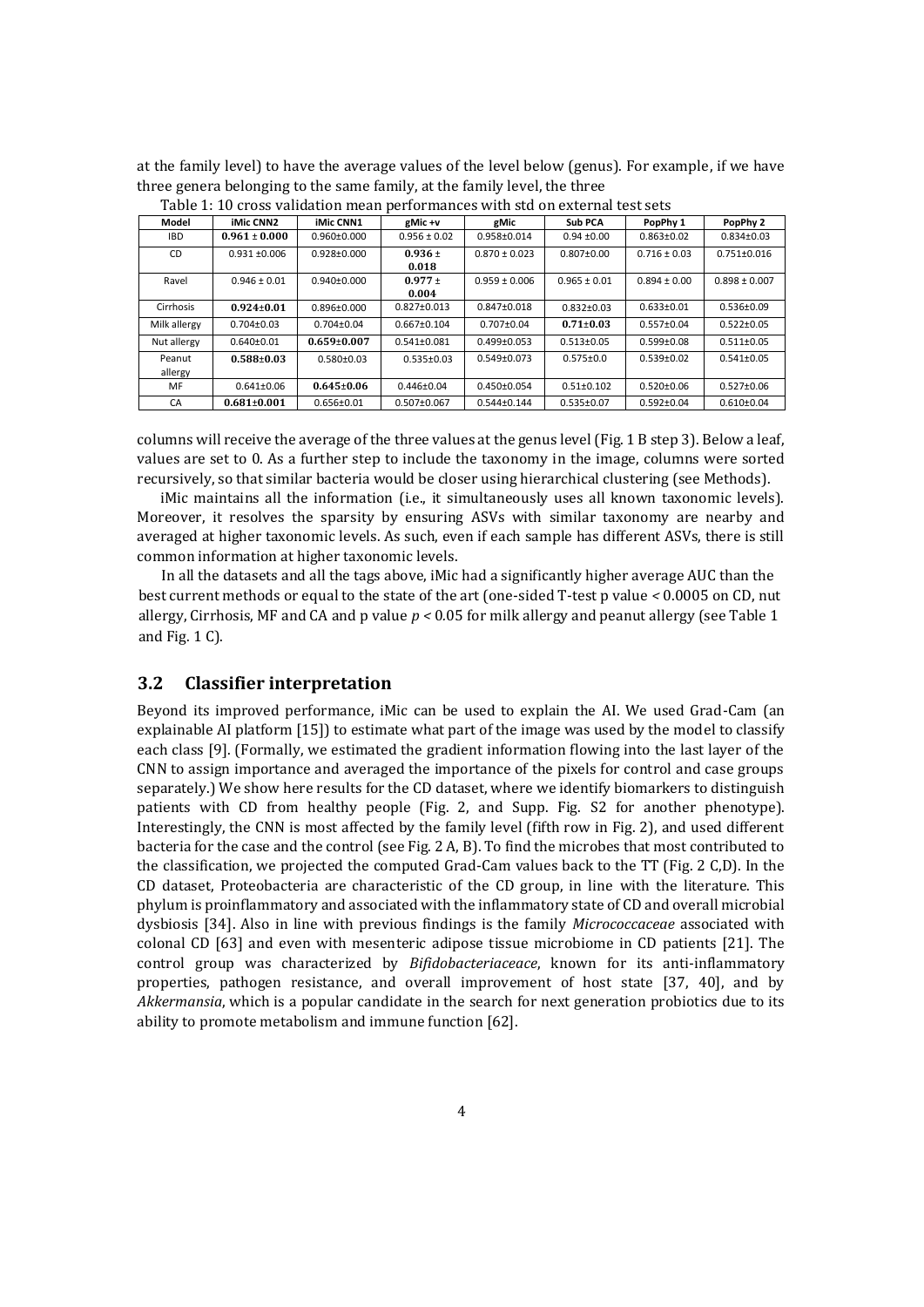at the family level) to have the average values of the level below (genus). For example, if we have three genera belonging to the same family, at the family level, the three

Table 1: 10 cross validation mean performances with std on external test sets

| Model | iMic CNN2 | iMic CNN1 | gMic +v | gMic | Sub PCA | PopPhy 1 | PopPhy 2 |
|---|---|---|---|---|---|---|---|
| IBD | **0.961 ± 0.000** | 0.960±0.000 | 0.956 ± 0.02 | 0.958±0.014 | 0.94 ±0.00 | 0.863±0.02 | 0.834±0.03 |
| CD | 0.931 ±0.006 | 0.928±0.000 | **0.936 ± 0.018** | 0.870 ± 0.023 | 0.807±0.00 | 0.716 ± 0.03 | 0.751±0.016 |
| Ravel | 0.946 ± 0.01 | 0.940±0.000 | **0.977 ± 0.004** | 0.959 ± 0.006 | 0.965 ± 0.01 | 0.894 ± 0.00 | 0.898 ± 0.007 |
| Cirrhosis | **0.924±0.01** | 0.896±0.000 | 0.827±0.013 | 0.847±0.018 | 0.832±0.03 | 0.633±0.01 | 0.536±0.09 |
| Milk allergy | 0.704±0.03 | 0.704±0.04 | 0.667±0.104 | 0.707±0.04 | **0.71±0.03** | 0.557±0.04 | 0.522±0.05 |
| Nut allergy | 0.640±0.01 | **0.659±0.007** | 0.541±0.081 | 0.499±0.053 | 0.513±0.05 | 0.599±0.08 | 0.511±0.05 |
| Peanut allergy | **0.588±0.03** | 0.580±0.03 | 0.535±0.03 | 0.549±0.073 | 0.575±0.0 | 0.539±0.02 | 0.541±0.05 |
| MF | 0.641±0.06 | **0.645±0.06** | 0.446±0.04 | 0.450±0.054 | 0.51±0.102 | 0.520±0.06 | 0.527±0.06 |
| CA | **0.681±0.001** | 0.656±0.01 | 0.507±0.067 | 0.544±0.144 | 0.535±0.07 | 0.592±0.04 | 0.610±0.04 |

columns will receive the average of the three values at the genus level (Fig. 1 B step 3). Below a leaf, values are set to 0. As a further step to include the taxonomy in the image, columns were sorted recursively, so that similar bacteria would be closer using hierarchical clustering (see Methods).

iMic maintains all the information (i.e., it simultaneously uses all known taxonomic levels). Moreover, it resolves the sparsity by ensuring ASVs with similar taxonomy are nearby and averaged at higher taxonomic levels. As such, even if each sample has different ASVs, there is still common information at higher taxonomic levels.

In all the datasets and all the tags above, iMic had a significantly higher average AUC than the best current methods or equal to the state of the art (one-sided T-test p value < 0.0005 on CD, nut allergy, Cirrhosis, MF and CA and p value $p < 0.05$ for milk allergy and peanut allergy (see Table 1 and Fig. 1 C).

## 3.2 Classifier interpretation

Beyond its improved performance, iMic can be used to explain the AI. We used Grad-Cam (an explainable AI platform [15]) to estimate what part of the image was used by the model to classify each class [9]. (Formally, we estimated the gradient information flowing into the last layer of the CNN to assign importance and averaged the importance of the pixels for control and case groups separately.) We show here results for the CD dataset, where we identify biomarkers to distinguish patients with CD from healthy people (Fig. 2, and Supp. Fig. S2 for another phenotype). Interestingly, the CNN is most affected by the family level (fifth row in Fig. 2), and used different bacteria for the case and the control (see Fig. 2 A, B). To find the microbes that most contributed to the classification, we projected the computed Grad-Cam values back to the TT (Fig. 2 C,D). In the CD dataset, Proteobacteria are characteristic of the CD group, in line with the literature. This phylum is proinflammatory and associated with the inflammatory state of CD and overall microbial dysbiosis [34]. Also in line with previous findings is the family *Micrococcaceae* associated with colonal CD [63] and even with mesenteric adipose tissue microbiome in CD patients [21]. The control group was characterized by *Bifidobacteriaceace*, known for its anti-inflammatory properties, pathogen resistance, and overall improvement of host state [37, 40], and by *Akkermansia*, which is a popular candidate in the search for next generation probiotics due to its ability to promote metabolism and immune function [62].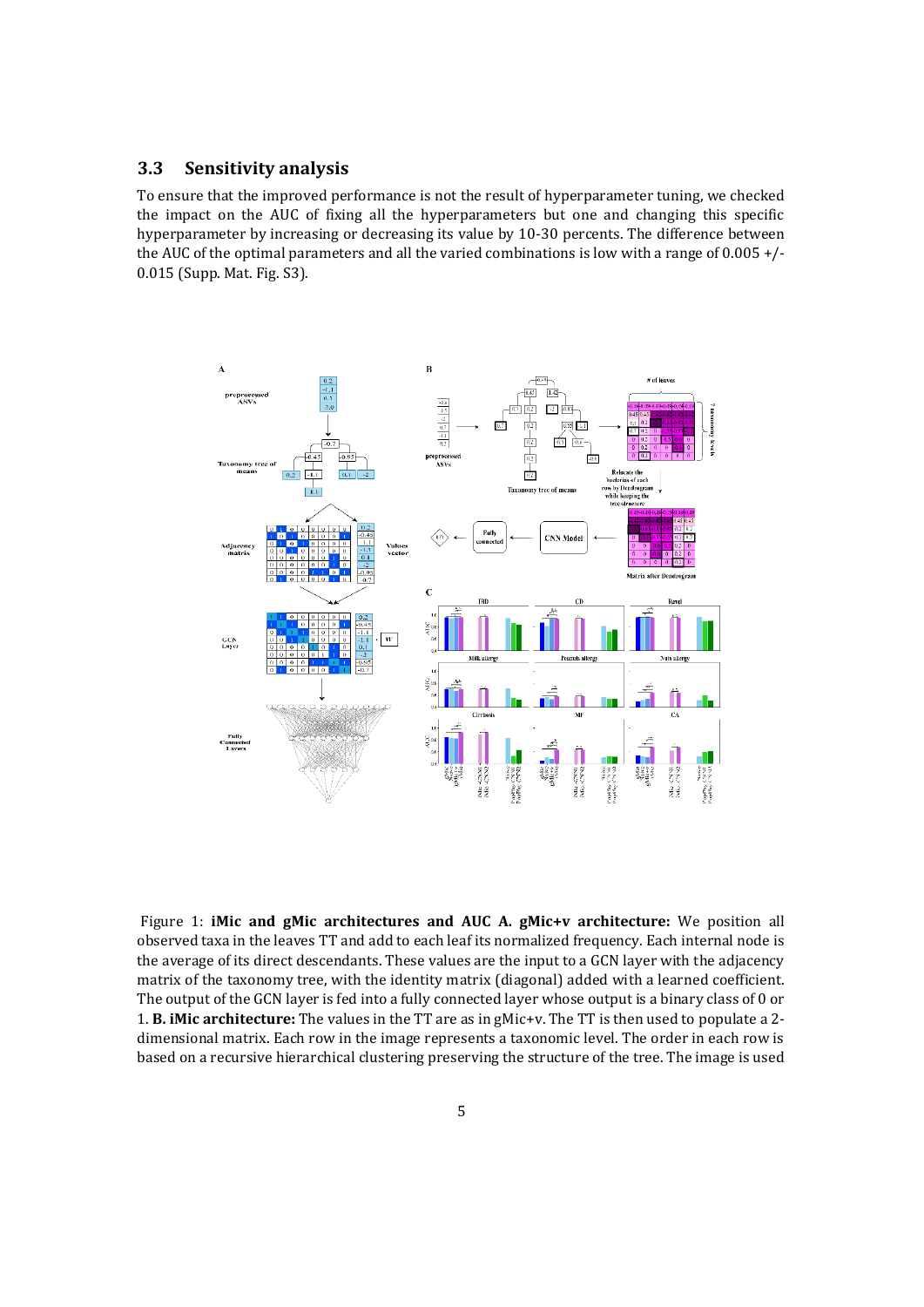## 3.3 Sensitivity analysis

To ensure that the improved performance is not the result of hyperparameter tuning, we checked the impact on the AUC of fixing all the hyperparameters but one and changing this specific hyperparameter by increasing or decreasing its value by 10-30 percents. The difference between the AUC of the optimal parameters and all the varied combinations is low with a range of 0.005 +/- 0.015 (Supp. Mat. Fig. S3).

Figure 1: **iMic and gMic architectures and AUC A. gMic+v architecture:** We position all observed taxa in the leaves TT and add to each leaf its normalized frequency. Each internal node is the average of its direct descendants. These values are the input to a GCN layer with the adjacency matrix of the taxonomy tree, with the identity matrix (diagonal) added with a learned coefficient. The output of the GCN layer is fed into a fully connected layer whose output is a binary class of 0 or 1. **B. iMic architecture:** The values in the TT are as in gMic+v. The TT is then used to populate a 2-dimensional matrix. Each row in the image represents a taxonomic level. The order in each row is based on a recursive hierarchical clustering preserving the structure of the tree. The image is used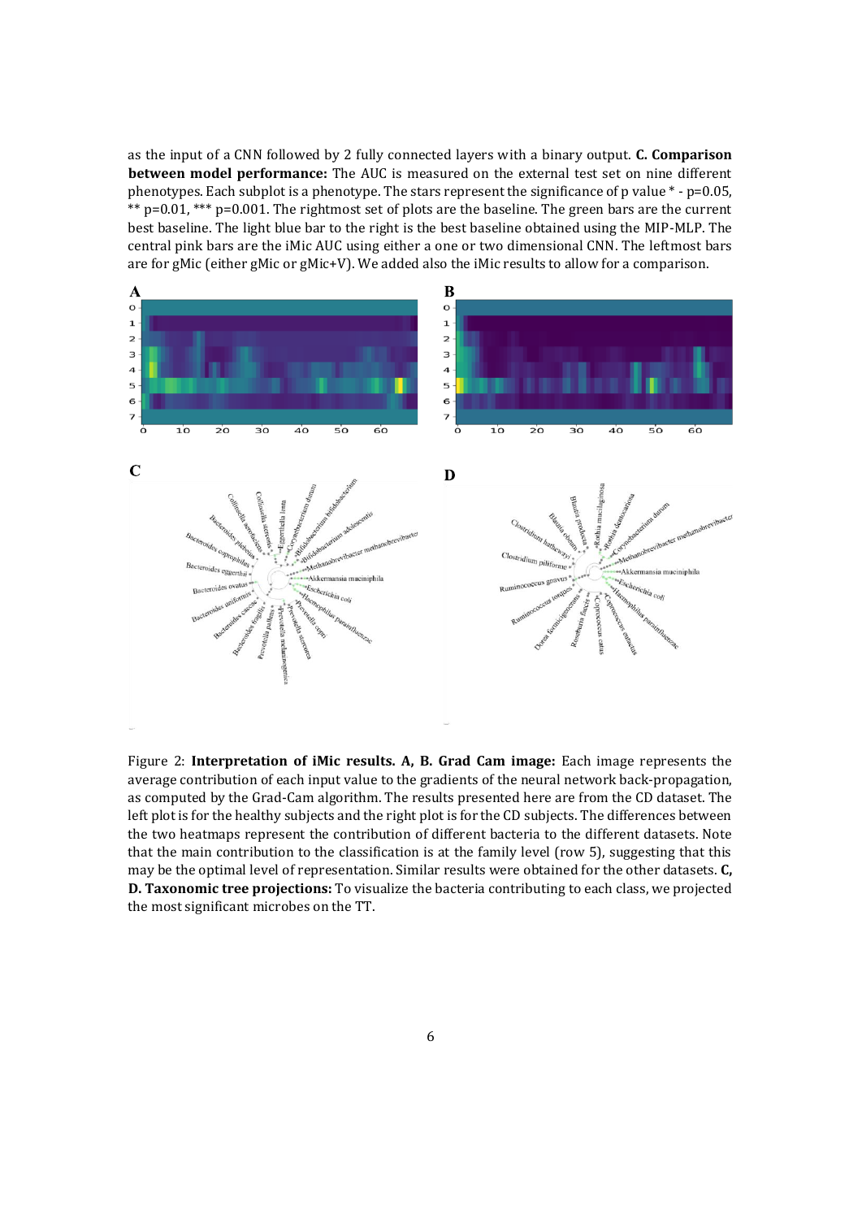as the input of a CNN followed by 2 fully connected layers with a binary output. **C. Comparison between model performance:** The AUC is measured on the external test set on nine different phenotypes. Each subplot is a phenotype. The stars represent the significance of p value * - p=0.05, ** p=0.01, *** p=0.001. The rightmost set of plots are the baseline. The green bars are the current best baseline. The light blue bar to the right is the best baseline obtained using the MIP-MLP. The central pink bars are the iMic AUC using either a one or two dimensional CNN. The leftmost bars are for gMic (either gMic or gMic+V). We added also the iMic results to allow for a comparison.

Figure 2: **Interpretation of iMic results. A, B. Grad Cam image:** Each image represents the average contribution of each input value to the gradients of the neural network back-propagation, as computed by the Grad-Cam algorithm. The results presented here are from the CD dataset. The left plot is for the healthy subjects and the right plot is for the CD subjects. The differences between the two heatmaps represent the contribution of different bacteria to the different datasets. Note that the main contribution to the classification is at the family level (row 5), suggesting that this may be the optimal level of representation. Similar results were obtained for the other datasets. **C, D. Taxonomic tree projections:** To visualize the bacteria contributing to each class, we projected the most significant microbes on the TT.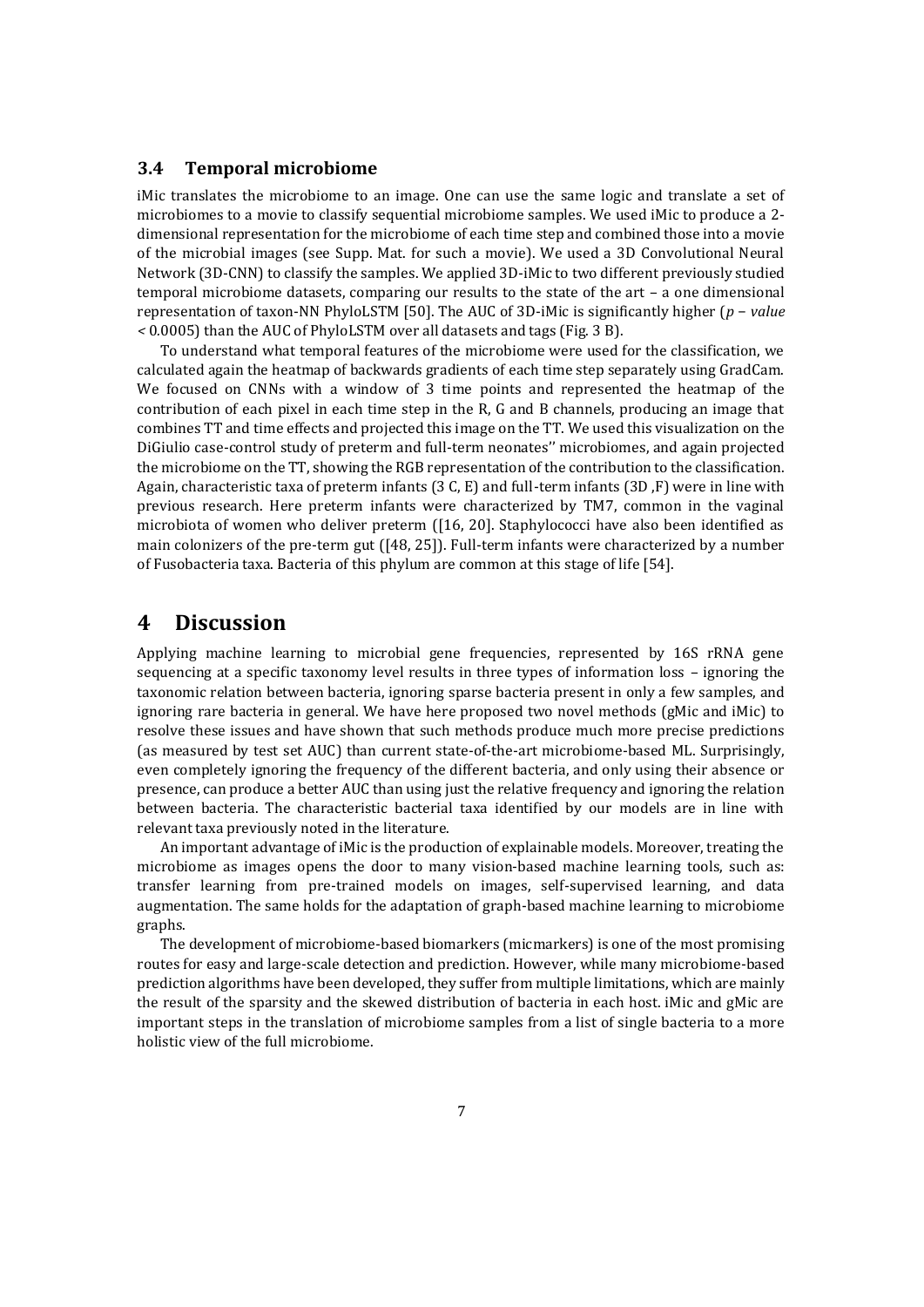### 3.4 Temporal microbiome

iMic translates the microbiome to an image. One can use the same logic and translate a set of microbiomes to a movie to classify sequential microbiome samples. We used iMic to produce a 2-dimensional representation for the microbiome of each time step and combined those into a movie of the microbial images (see Supp. Mat. for such a movie). We used a 3D Convolutional Neural Network (3D-CNN) to classify the samples. We applied 3D-iMic to two different previously studied temporal microbiome datasets, comparing our results to the state of the art – a one dimensional representation of taxon-NN PhyloLSTM [50]. The AUC of 3D-iMic is significantly higher ($p-value < 0.0005$) than the AUC of PhyloLSTM over all datasets and tags (Fig. 3 B).

To understand what temporal features of the microbiome were used for the classification, we calculated again the heatmap of backwards gradients of each time step separately using GradCam. We focused on CNNs with a window of 3 time points and represented the heatmap of the contribution of each pixel in each time step in the R, G and B channels, producing an image that combines TT and time effects and projected this image on the TT. We used this visualization on the DiGiulio case-control study of preterm and full-term neonates'' microbiomes, and again projected the microbiome on the TT, showing the RGB representation of the contribution to the classification. Again, characteristic taxa of preterm infants (3 C, E) and full-term infants (3D ,F) were in line with previous research. Here preterm infants were characterized by TM7, common in the vaginal microbiota of women who deliver preterm ([16, 20]. Staphylococci have also been identified as main colonizers of the pre-term gut ([48, 25]). Full-term infants were characterized by a number of Fusobacteria taxa. Bacteria of this phylum are common at this stage of life [54].

# 4 Discussion

Applying machine learning to microbial gene frequencies, represented by 16S rRNA gene sequencing at a specific taxonomy level results in three types of information loss – ignoring the taxonomic relation between bacteria, ignoring sparse bacteria present in only a few samples, and ignoring rare bacteria in general. We have here proposed two novel methods (gMic and iMic) to resolve these issues and have shown that such methods produce much more precise predictions (as measured by test set AUC) than current state-of-the-art microbiome-based ML. Surprisingly, even completely ignoring the frequency of the different bacteria, and only using their absence or presence, can produce a better AUC than using just the relative frequency and ignoring the relation between bacteria. The characteristic bacterial taxa identified by our models are in line with relevant taxa previously noted in the literature.

An important advantage of iMic is the production of explainable models. Moreover, treating the microbiome as images opens the door to many vision-based machine learning tools, such as: transfer learning from pre-trained models on images, self-supervised learning, and data augmentation. The same holds for the adaptation of graph-based machine learning to microbiome graphs.

The development of microbiome-based biomarkers (micmarkers) is one of the most promising routes for easy and large-scale detection and prediction. However, while many microbiome-based prediction algorithms have been developed, they suffer from multiple limitations, which are mainly the result of the sparsity and the skewed distribution of bacteria in each host. iMic and gMic are important steps in the translation of microbiome samples from a list of single bacteria to a more holistic view of the full microbiome.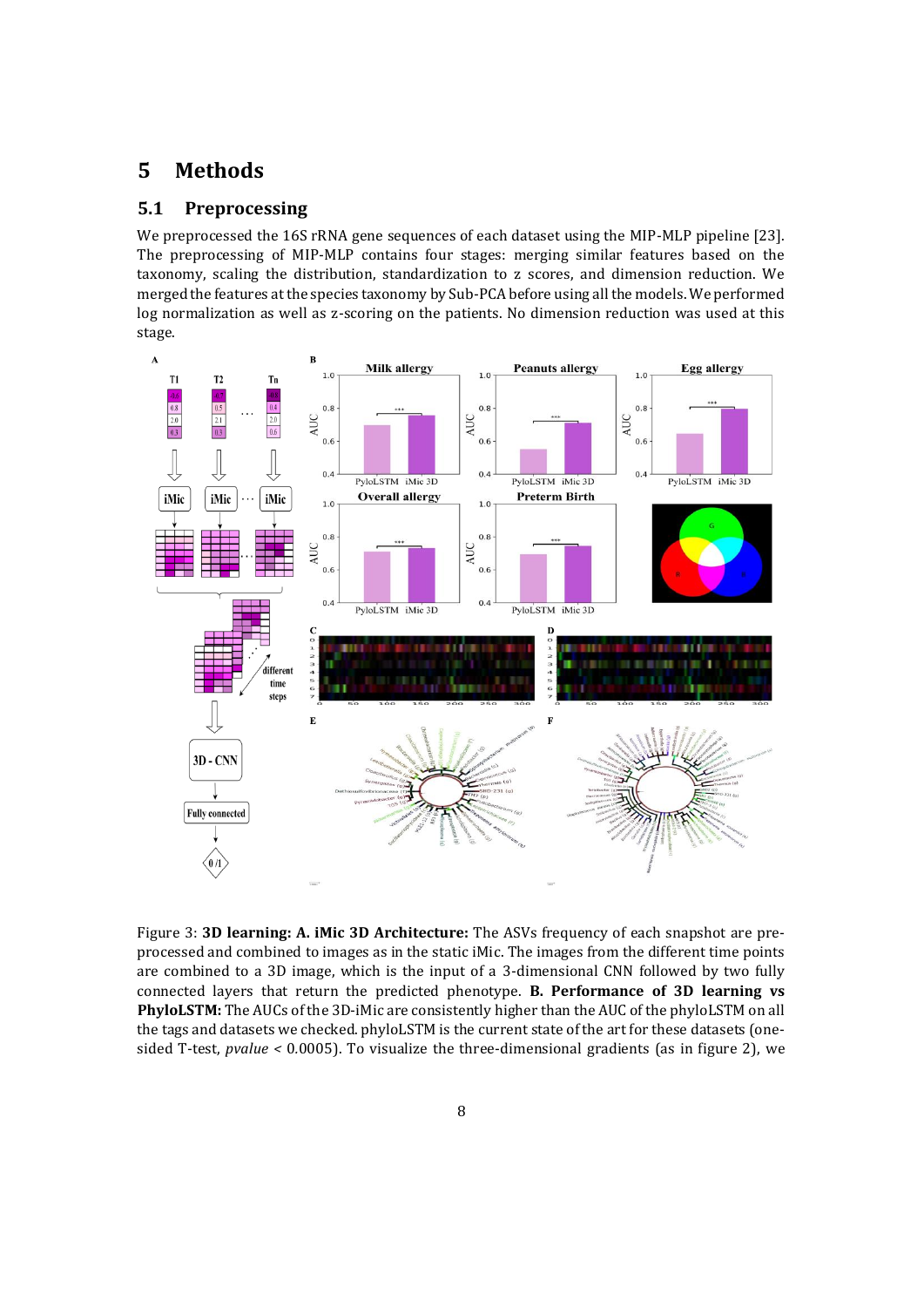# 5 Methods

## 5.1 Preprocessing

We preprocessed the 16S rRNA gene sequences of each dataset using the MIP-MLP pipeline [23]. The preprocessing of MIP-MLP contains four stages: merging similar features based on the taxonomy, scaling the distribution, standardization to z scores, and dimension reduction. We merged the features at the species taxonomy by Sub-PCA before using all the models. We performed log normalization as well as z-scoring on the patients. No dimension reduction was used at this stage.

Figure 3: **3D learning: A. iMic 3D Architecture:** The ASVs frequency of each snapshot are preprocessed and combined to images as in the static iMic. The images from the different time points are combined to a 3D image, which is the input of a 3-dimensional CNN followed by two fully connected layers that return the predicted phenotype. **B. Performance of 3D learning vs PhyloLSTM:** The AUCs of the 3D-iMic are consistently higher than the AUC of the phyloLSTM on all the tags and datasets we checked. phyloLSTM is the current state of the art for these datasets (one-sided T-test, *pvalue* < 0.0005). To visualize the three-dimensional gradients (as in figure 2), we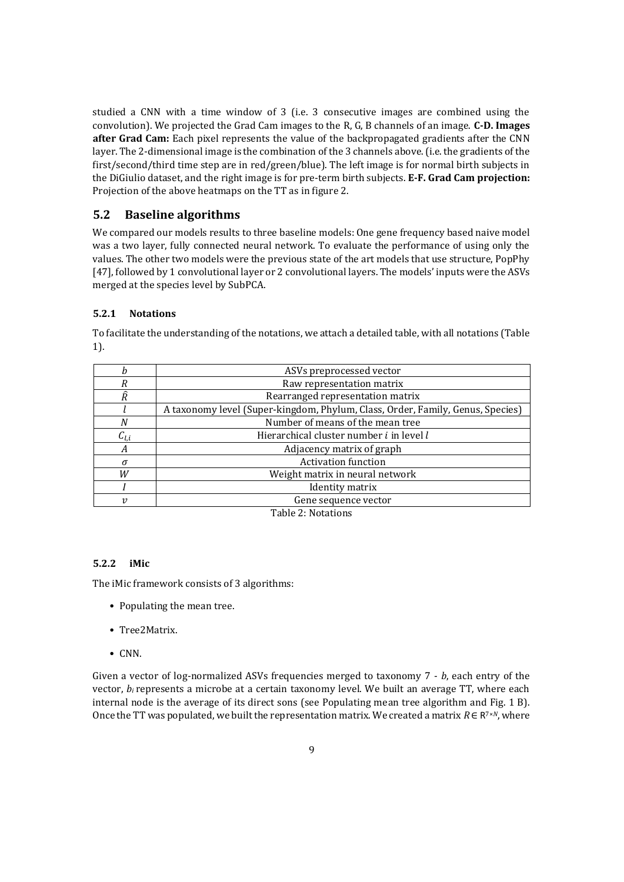studied a CNN with a time window of 3 (i.e. 3 consecutive images are combined using the convolution). We projected the Grad Cam images to the R, G, B channels of an image. **C-D. Images after Grad Cam:** Each pixel represents the value of the backpropagated gradients after the CNN layer. The 2-dimensional image is the combination of the 3 channels above. (i.e. the gradients of the first/second/third time step are in red/green/blue). The left image is for normal birth subjects in the DiGiulio dataset, and the right image is for pre-term birth subjects. **E-F. Grad Cam projection:** Projection of the above heatmaps on the TT as in figure 2.

## 5.2 Baseline algorithms

We compared our models results to three baseline models: One gene frequency based naive model was a two layer, fully connected neural network. To evaluate the performance of using only the values. The other two models were the previous state of the art models that use structure, PopPhy [47], followed by 1 convolutional layer or 2 convolutional layers. The models' inputs were the ASVs merged at the species level by SubPCA.

### 5.2.1 Notations

To facilitate the understanding of the notations, we attach a detailed table, with all notations (Table 1).

| | |
|---|---|
| $b$ | ASVs preprocessed vector |
| $R$ | Raw representation matrix |
| $\hat{R}$ | Rearranged representation matrix |
| $l$ | A taxonomy level (Super-kingdom, Phylum, Class, Order, Family, Genus, Species) |
| $N$ | Number of means of the mean tree |
| $C_{l,i}$ | Hierarchical cluster number $i$ in level $l$ |
| $A$ | Adjacency matrix of graph |
| $\sigma$ | Activation function |
| $W$ | Weight matrix in neural network |
| $I$ | Identity matrix |
| $v$ | Gene sequence vector |

Table 2: Notations

### 5.2.2 iMic

The iMic framework consists of 3 algorithms:

- Populating the mean tree.
- Tree2Matrix.
- CNN.

Given a vector of log-normalized ASVs frequencies merged to taxonomy 7 - $b$, each entry of the vector, $b_i$ represents a microbe at a certain taxonomy level. We built an average TT, where each internal node is the average of its direct sons (see Populating mean tree algorithm and Fig. 1 B). Once the TT was populated, we built the representation matrix. We created a matrix $R \in \mathbb{R}^{7 \times N}$, where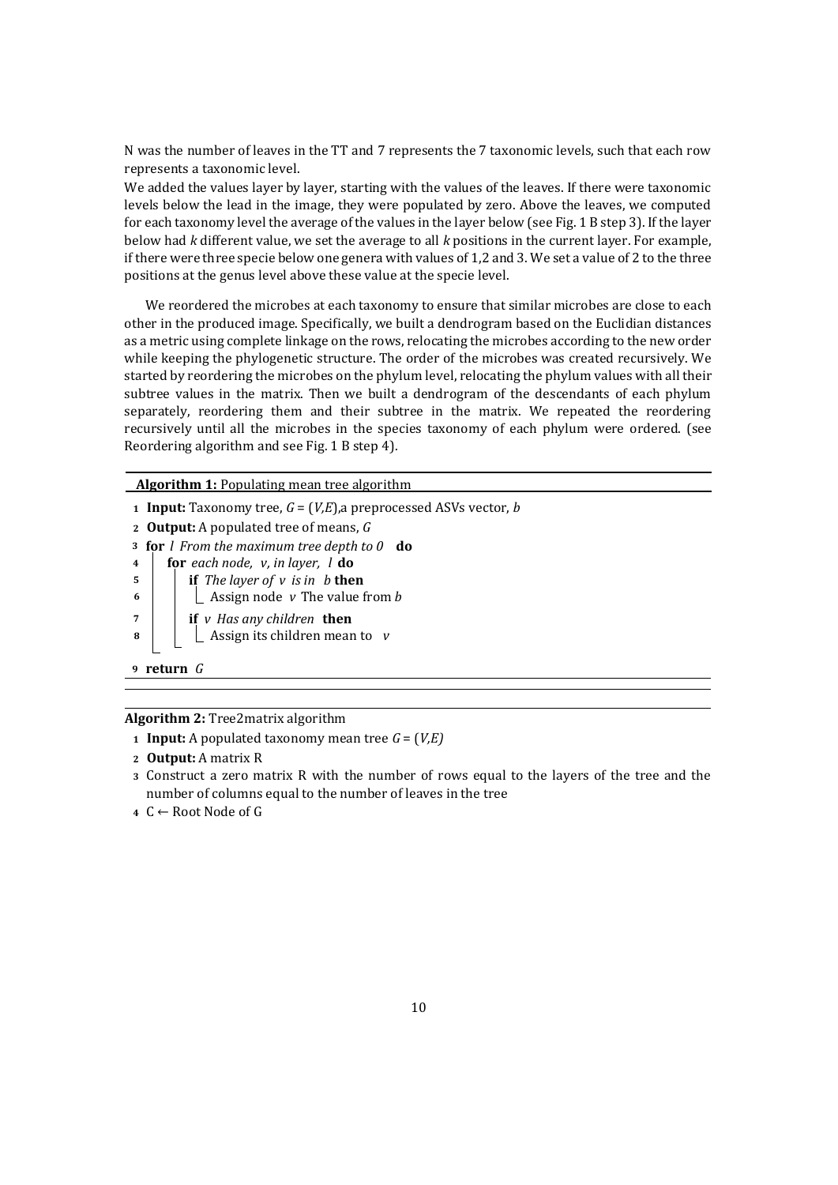N was the number of leaves in the TT and 7 represents the 7 taxonomic levels, such that each row represents a taxonomic level.

We added the values layer by layer, starting with the values of the leaves. If there were taxonomic levels below the lead in the image, they were populated by zero. Above the leaves, we computed for each taxonomy level the average of the values in the layer below (see Fig. 1 B step 3). If the layer below had *k* different value, we set the average to all *k* positions in the current layer. For example, if there were three specie below one genera with values of 1,2 and 3. We set a value of 2 to the three positions at the genus level above these value at the specie level.

We reordered the microbes at each taxonomy to ensure that similar microbes are close to each other in the produced image. Specifically, we built a dendrogram based on the Euclidian distances as a metric using complete linkage on the rows, relocating the microbes according to the new order while keeping the phylogenetic structure. The order of the microbes was created recursively. We started by reordering the microbes on the phylum level, relocating the phylum values with all their subtree values in the matrix. Then we built a dendrogram of the descendants of each phylum separately, reordering them and their subtree in the matrix. We repeated the reordering recursively until all the microbes in the species taxonomy of each phylum were ordered. (see Reordering algorithm and see Fig. 1 B step 4).

**Algorithm 1:** Populating mean tree algorithm

```
1 Input: Taxonomy tree, G = (V,E),a preprocessed ASVs vector, b
2 Output: A populated tree of means, G
3 for l From the maximum tree depth to 0 do
4     for each node, v, in layer, l do
5         if The layer of v is in b then
6             Assign node v The value from b
7         if v Has any children then
8             Assign its children mean to v
9 return G
```

**Algorithm 2:** Tree2matrix algorithm

```
1 Input: A populated taxonomy mean tree G = (V,E)
2 Output: A matrix R
3 Construct a zero matrix R with the number of rows equal to the layers of the tree and the
  number of columns equal to the number of leaves in the tree
4 C ← Root Node of G
```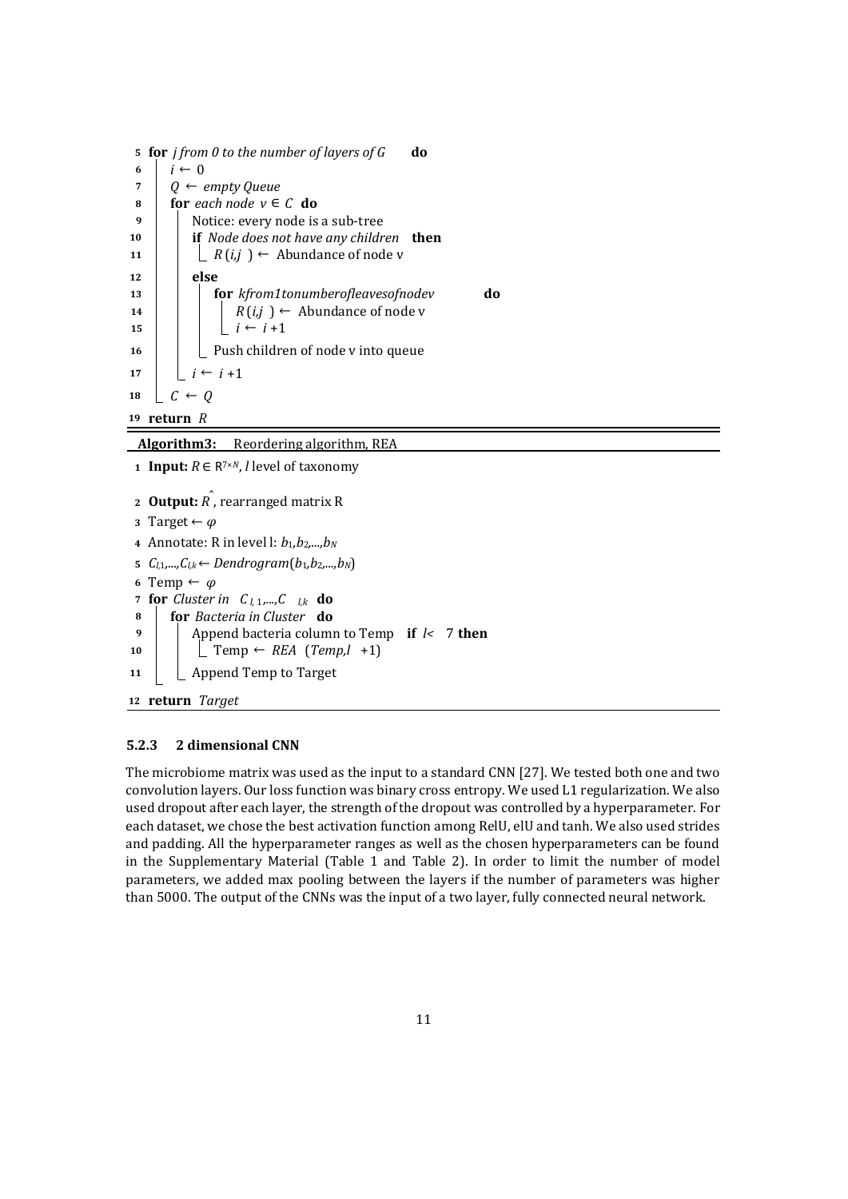```
5  for j from 0 to the number of layers of G do
6  |  i ← 0
7  |  Q ← empty Queue
8  |  for each node v ∈ C do
9  |  |  Notice: every node is a sub-tree
10 |  |  if Node does not have any children then
11 |  |  |  R(i,j) ← Abundance of node v
12 |  |  else
13 |  |  |  for kfrom1tonumberofleavesofnodev do
14 |  |  |  |  R(i,j) ← Abundance of node v
15 |  |  |  |  i ← i +1
16 |  |  |  Push children of node v into queue
17 |  |  i ← i +1
18 |  C ← Q
19 return R
```

**Algorithm3:** Reordering algorithm, REA

```
1  Input: R ∈ R^{7×N}, l level of taxonomy
2  Output: R̂, rearranged matrix R
3  Target ← φ
4  Annotate: R in level l: b_1,b_2,...,b_N
5  C_{l,1},...,C_{l,k} ← Dendrogram(b_1,b_2,...,b_N)
6  Temp ← φ
7  for Cluster in C_{l,1},...,C_{l,k} do
8  |  for Bacteria in Cluster do
9  |  |  Append bacteria column to Temp if l< 7 then
10 |  |  |  Temp ← REA (Temp,l +1)
11 |  |  Append Temp to Target
12 return Target
```

### 5.2.3 2 dimensional CNN

The microbiome matrix was used as the input to a standard CNN [27]. We tested both one and two convolution layers. Our loss function was binary cross entropy. We used L1 regularization. We also used dropout after each layer, the strength of the dropout was controlled by a hyperparameter. For each dataset, we chose the best activation function among RelU, elU and tanh. We also used strides and padding. All the hyperparameter ranges as well as the chosen hyperparameters can be found in the Supplementary Material (Table 1 and Table 2). In order to limit the number of model parameters, we added max pooling between the layers if the number of parameters was higher than 5000. The output of the CNNs was the input of a two layer, fully connected neural network.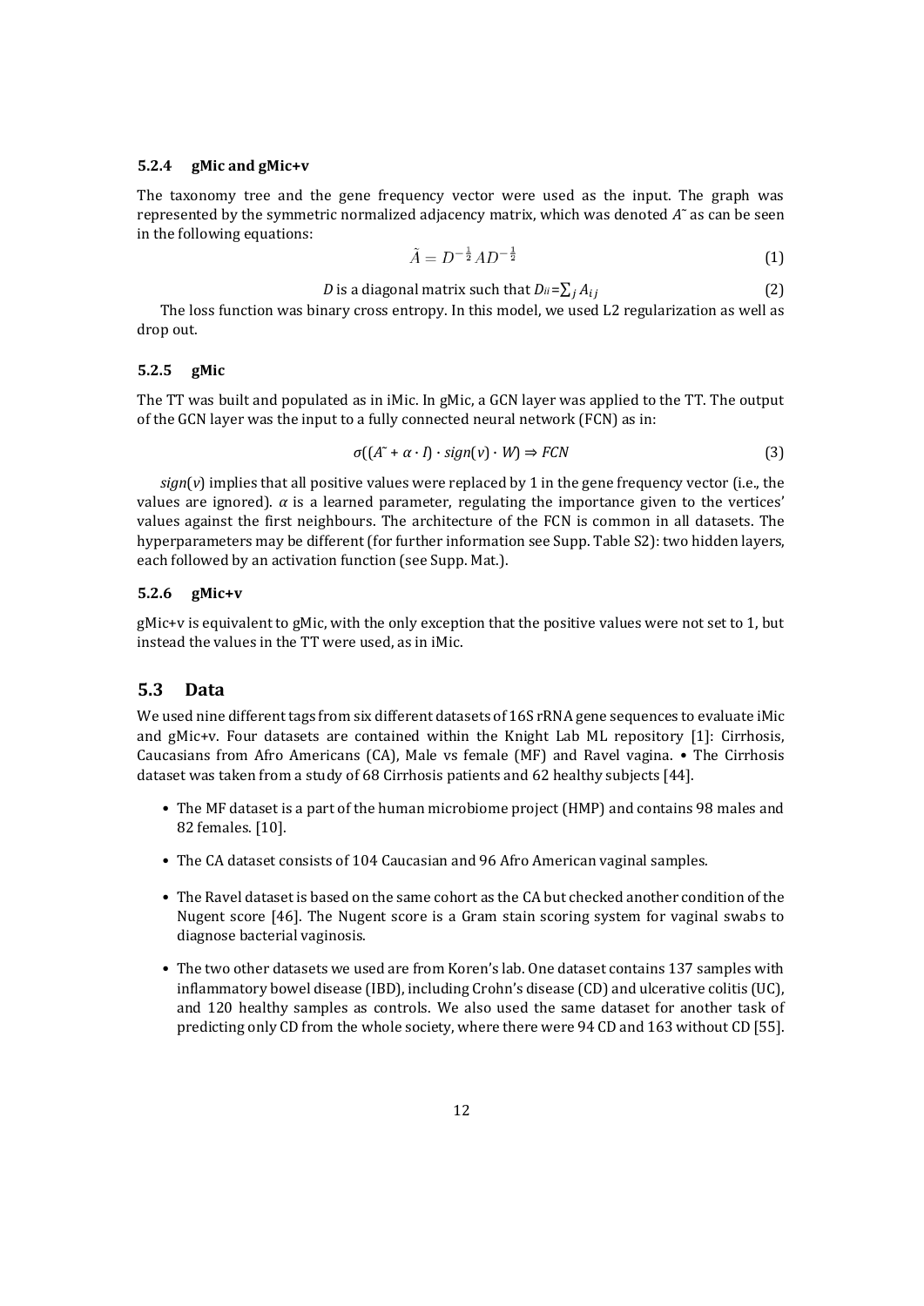#### 5.2.4 gMic and gMic+v

The taxonomy tree and the gene frequency vector were used as the input. The graph was represented by the symmetric normalized adjacency matrix, which was denoted $\tilde{A}$ as can be seen in the following equations:

$$\tilde{A} = D^{-\frac{1}{2}} A D^{-\frac{1}{2}} \tag{1}$$

$$D \text{ is a diagonal matrix such that } D_{ii} = \sum_j A_{ij} \tag{2}$$

The loss function was binary cross entropy. In this model, we used L2 regularization as well as drop out.

#### 5.2.5 gMic

The TT was built and populated as in iMic. In gMic, a GCN layer was applied to the TT. The output of the GCN layer was the input to a fully connected neural network (FCN) as in:

$$\sigma((\tilde{A} + \alpha \cdot I) \cdot sign(v) \cdot W) \Rightarrow FCN \tag{3}$$

$sign(v)$ implies that all positive values were replaced by 1 in the gene frequency vector (i.e., the values are ignored). $\alpha$ is a learned parameter, regulating the importance given to the vertices' values against the first neighbours. The architecture of the FCN is common in all datasets. The hyperparameters may be different (for further information see Supp. Table S2): two hidden layers, each followed by an activation function (see Supp. Mat.).

#### 5.2.6 gMic+v

gMic+v is equivalent to gMic, with the only exception that the positive values were not set to 1, but instead the values in the TT were used, as in iMic.

### 5.3 Data

We used nine different tags from six different datasets of 16S rRNA gene sequences to evaluate iMic and gMic+v. Four datasets are contained within the Knight Lab ML repository [1]: Cirrhosis, Caucasians from Afro Americans (CA), Male vs female (MF) and Ravel vagina. • The Cirrhosis dataset was taken from a study of 68 Cirrhosis patients and 62 healthy subjects [44].

- The MF dataset is a part of the human microbiome project (HMP) and contains 98 males and 82 females. [10].
- The CA dataset consists of 104 Caucasian and 96 Afro American vaginal samples.
- The Ravel dataset is based on the same cohort as the CA but checked another condition of the Nugent score [46]. The Nugent score is a Gram stain scoring system for vaginal swabs to diagnose bacterial vaginosis.
- The two other datasets we used are from Koren's lab. One dataset contains 137 samples with inflammatory bowel disease (IBD), including Crohn's disease (CD) and ulcerative colitis (UC), and 120 healthy samples as controls. We also used the same dataset for another task of predicting only CD from the whole society, where there were 94 CD and 163 without CD [55].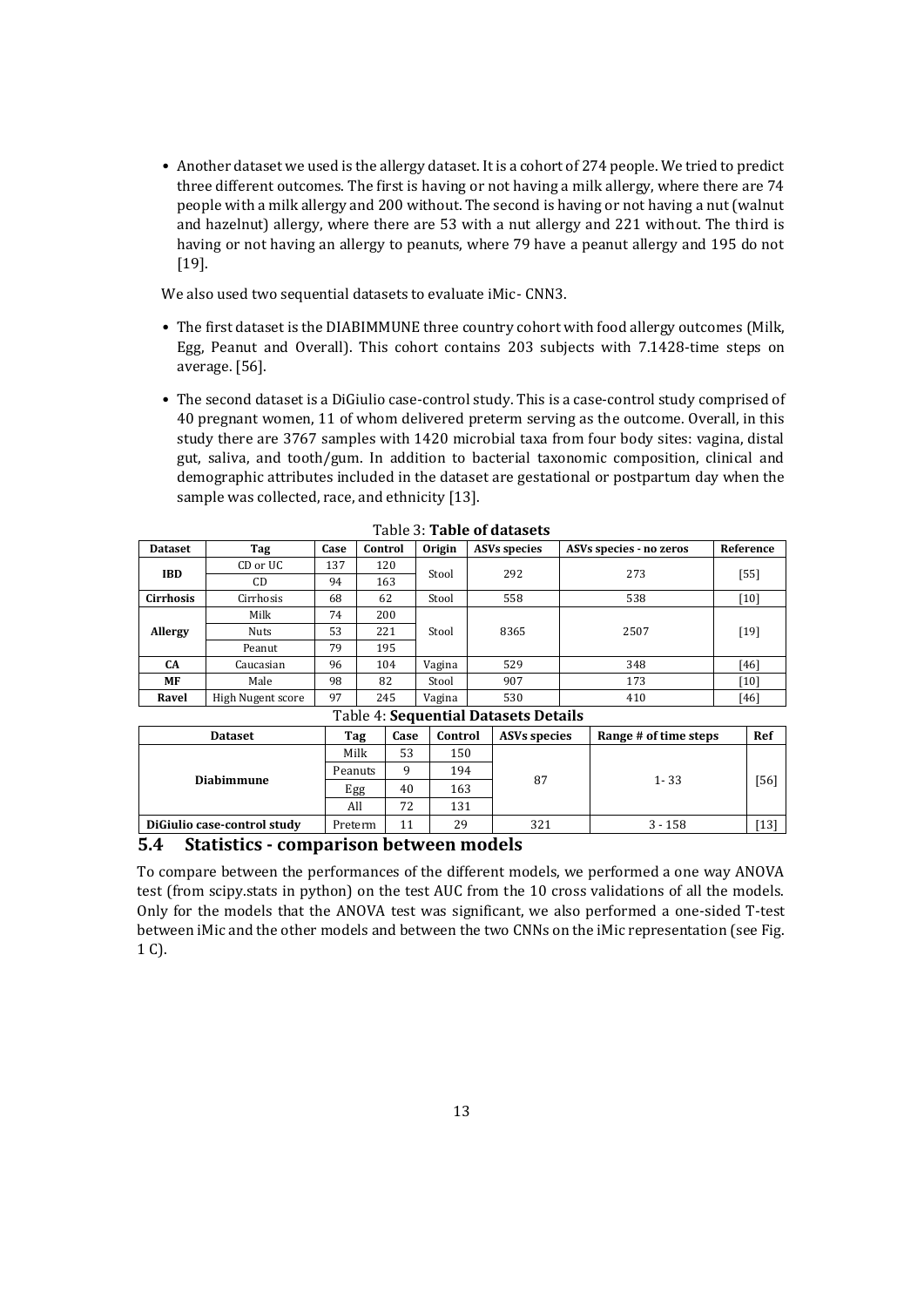- Another dataset we used is the allergy dataset. It is a cohort of 274 people. We tried to predict three different outcomes. The first is having or not having a milk allergy, where there are 74 people with a milk allergy and 200 without. The second is having or not having a nut (walnut and hazelnut) allergy, where there are 53 with a nut allergy and 221 without. The third is having or not having an allergy to peanuts, where 79 have a peanut allergy and 195 do not [19].

We also used two sequential datasets to evaluate iMic- CNN3.

- The first dataset is the DIABIMMUNE three country cohort with food allergy outcomes (Milk, Egg, Peanut and Overall). This cohort contains 203 subjects with 7.1428-time steps on average. [56].
- The second dataset is a DiGiulio case-control study. This is a case-control study comprised of 40 pregnant women, 11 of whom delivered preterm serving as the outcome. Overall, in this study there are 3767 samples with 1420 microbial taxa from four body sites: vagina, distal gut, saliva, and tooth/gum. In addition to bacterial taxonomic composition, clinical and demographic attributes included in the dataset are gestational or postpartum day when the sample was collected, race, and ethnicity [13].

Table 3: **Table of datasets**

| Dataset | Tag | Case | Control | Origin | ASVs species | ASVs species - no zeros | Reference |
|---|---|---|---|---|---|---|---|
| **IBD** | CD or UC | 137 | 120 | Stool | 292 | 273 | [55] |
| | CD | 94 | 163 | | | | |
| **Cirrhosis** | Cirrhosis | 68 | 62 | Stool | 558 | 538 | [10] |
| **Allergy** | Milk | 74 | 200 | Stool | 8365 | 2507 | [19] |
| | Nuts | 53 | 221 | | | | |
| | Peanut | 79 | 195 | | | | |
| **CA** | Caucasian | 96 | 104 | Vagina | 529 | 348 | [46] |
| **MF** | Male | 98 | 82 | Stool | 907 | 173 | [10] |
| **Ravel** | High Nugent score | 97 | 245 | Vagina | 530 | 410 | [46] |

Table 4: **Sequential Datasets Details**

| Dataset | Tag | Case | Control | ASVs species | Range # of time steps | Ref |
|---|---|---|---|---|---|---|
| **Diabimmune** | Milk | 53 | 150 | 87 | 1- 33 | [56] |
| | Peanuts | 9 | 194 | | | |
| | Egg | 40 | 163 | | | |
| | All | 72 | 131 | | | |
| **DiGiulio case-control study** | Preterm | 11 | 29 | 321 | 3 - 158 | [13] |

## 5.4 Statistics - comparison between models

To compare between the performances of the different models, we performed a one way ANOVA test (from scipy.stats in python) on the test AUC from the 10 cross validations of all the models. Only for the models that the ANOVA test was significant, we also performed a one-sided T-test between iMic and the other models and between the two CNNs on the iMic representation (see Fig. 1 C).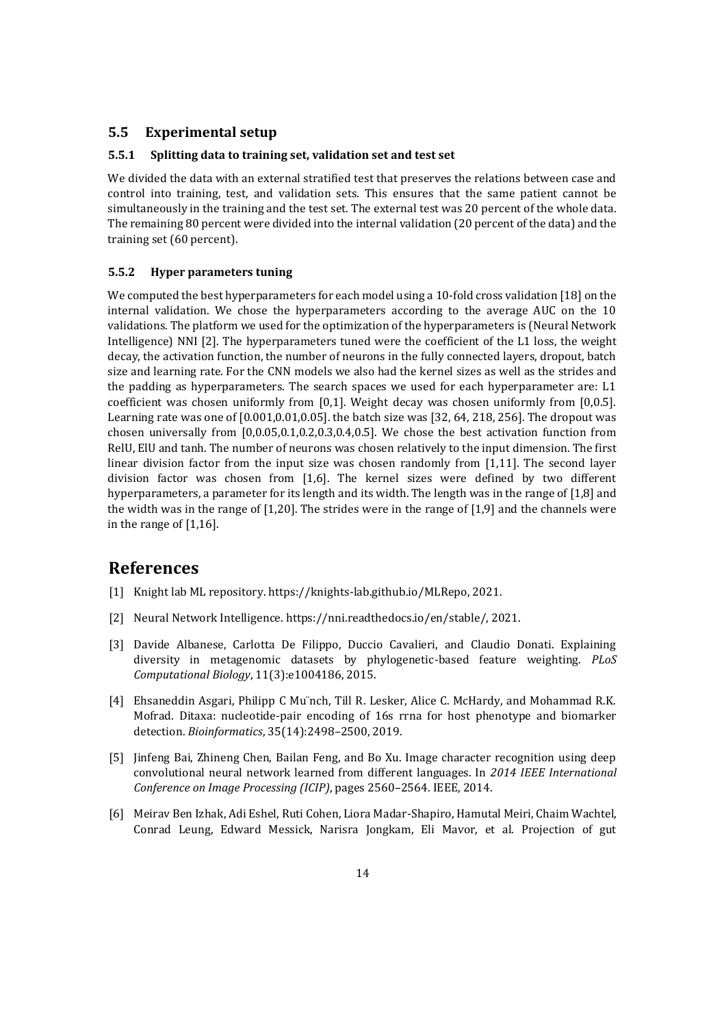## 5.5 Experimental setup

### 5.5.1 Splitting data to training set, validation set and test set

We divided the data with an external stratified test that preserves the relations between case and control into training, test, and validation sets. This ensures that the same patient cannot be simultaneously in the training and the test set. The external test was 20 percent of the whole data. The remaining 80 percent were divided into the internal validation (20 percent of the data) and the training set (60 percent).

### 5.5.2 Hyper parameters tuning

We computed the best hyperparameters for each model using a 10-fold cross validation [18] on the internal validation. We chose the hyperparameters according to the average AUC on the 10 validations. The platform we used for the optimization of the hyperparameters is (Neural Network Intelligence) NNI [2]. The hyperparameters tuned were the coefficient of the L1 loss, the weight decay, the activation function, the number of neurons in the fully connected layers, dropout, batch size and learning rate. For the CNN models we also had the kernel sizes as well as the strides and the padding as hyperparameters. The search spaces we used for each hyperparameter are: L1 coefficient was chosen uniformly from [0,1]. Weight decay was chosen uniformly from [0,0.5]. Learning rate was one of [0.001,0.01,0.05]. the batch size was [32, 64, 218, 256]. The dropout was chosen universally from [0,0.05,0.1,0.2,0.3,0.4,0.5]. We chose the best activation function from RelU, ElU and tanh. The number of neurons was chosen relatively to the input dimension. The first linear division factor from the input size was chosen randomly from [1,11]. The second layer division factor was chosen from [1,6]. The kernel sizes were defined by two different hyperparameters, a parameter for its length and its width. The length was in the range of [1,8] and the width was in the range of [1,20]. The strides were in the range of [1,9] and the channels were in the range of [1,16].

# References

[1] Knight lab ML repository. https://knights-lab.github.io/MLRepo, 2021.

[2] Neural Network Intelligence. https://nni.readthedocs.io/en/stable/, 2021.

[3] Davide Albanese, Carlotta De Filippo, Duccio Cavalieri, and Claudio Donati. Explaining diversity in metagenomic datasets by phylogenetic-based feature weighting. *PLoS Computational Biology*, 11(3):e1004186, 2015.

[4] Ehsaneddin Asgari, Philipp C Mu¨nch, Till R. Lesker, Alice C. McHardy, and Mohammad R.K. Mofrad. Ditaxa: nucleotide-pair encoding of 16s rrna for host phenotype and biomarker detection. *Bioinformatics*, 35(14):2498–2500, 2019.

[5] Jinfeng Bai, Zhineng Chen, Bailan Feng, and Bo Xu. Image character recognition using deep convolutional neural network learned from different languages. In *2014 IEEE International Conference on Image Processing (ICIP)*, pages 2560–2564. IEEE, 2014.

[6] Meirav Ben Izhak, Adi Eshel, Ruti Cohen, Liora Madar-Shapiro, Hamutal Meiri, Chaim Wachtel, Conrad Leung, Edward Messick, Narisra Jongkam, Eli Mavor, et al. Projection of gut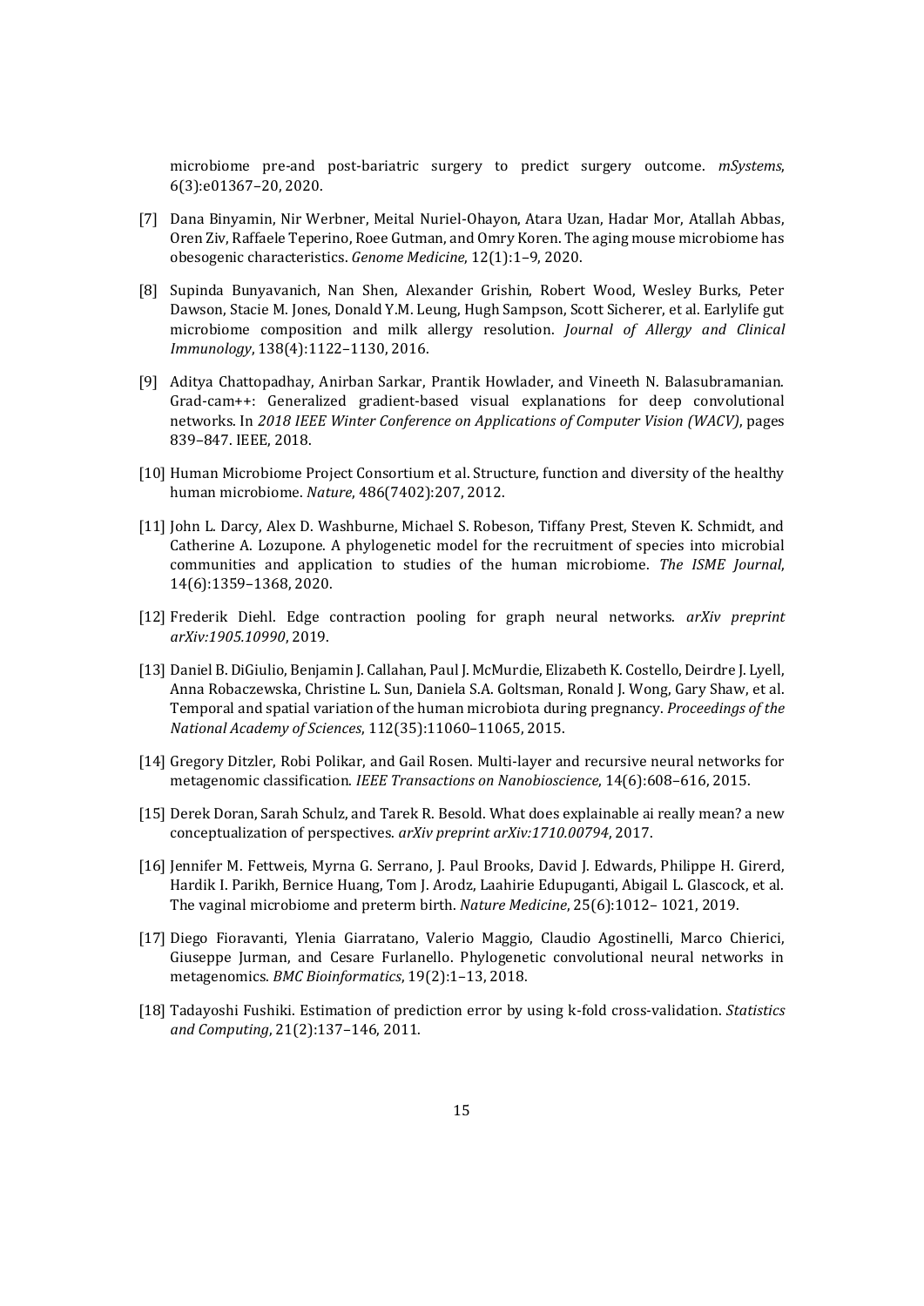microbiome pre-and post-bariatric surgery to predict surgery outcome. *mSystems*, 6(3):e01367–20, 2020.

[7] Dana Binyamin, Nir Werbner, Meital Nuriel-Ohayon, Atara Uzan, Hadar Mor, Atallah Abbas, Oren Ziv, Raffaele Teperino, Roee Gutman, and Omry Koren. The aging mouse microbiome has obesogenic characteristics. *Genome Medicine*, 12(1):1–9, 2020.

[8] Supinda Bunyavanich, Nan Shen, Alexander Grishin, Robert Wood, Wesley Burks, Peter Dawson, Stacie M. Jones, Donald Y.M. Leung, Hugh Sampson, Scott Sicherer, et al. Earlylife gut microbiome composition and milk allergy resolution. *Journal of Allergy and Clinical Immunology*, 138(4):1122–1130, 2016.

[9] Aditya Chattopadhay, Anirban Sarkar, Prantik Howlader, and Vineeth N. Balasubramanian. Grad-cam++: Generalized gradient-based visual explanations for deep convolutional networks. In *2018 IEEE Winter Conference on Applications of Computer Vision (WACV)*, pages 839–847. IEEE, 2018.

[10] Human Microbiome Project Consortium et al. Structure, function and diversity of the healthy human microbiome. *Nature*, 486(7402):207, 2012.

[11] John L. Darcy, Alex D. Washburne, Michael S. Robeson, Tiffany Prest, Steven K. Schmidt, and Catherine A. Lozupone. A phylogenetic model for the recruitment of species into microbial communities and application to studies of the human microbiome. *The ISME Journal*, 14(6):1359–1368, 2020.

[12] Frederik Diehl. Edge contraction pooling for graph neural networks. *arXiv preprint arXiv:1905.10990*, 2019.

[13] Daniel B. DiGiulio, Benjamin J. Callahan, Paul J. McMurdie, Elizabeth K. Costello, Deirdre J. Lyell, Anna Robaczewska, Christine L. Sun, Daniela S.A. Goltsman, Ronald J. Wong, Gary Shaw, et al. Temporal and spatial variation of the human microbiota during pregnancy. *Proceedings of the National Academy of Sciences*, 112(35):11060–11065, 2015.

[14] Gregory Ditzler, Robi Polikar, and Gail Rosen. Multi-layer and recursive neural networks for metagenomic classification. *IEEE Transactions on Nanobioscience*, 14(6):608–616, 2015.

[15] Derek Doran, Sarah Schulz, and Tarek R. Besold. What does explainable ai really mean? a new conceptualization of perspectives. *arXiv preprint arXiv:1710.00794*, 2017.

[16] Jennifer M. Fettweis, Myrna G. Serrano, J. Paul Brooks, David J. Edwards, Philippe H. Girerd, Hardik I. Parikh, Bernice Huang, Tom J. Arodz, Laahirie Edupuganti, Abigail L. Glascock, et al. The vaginal microbiome and preterm birth. *Nature Medicine*, 25(6):1012– 1021, 2019.

[17] Diego Fioravanti, Ylenia Giarratano, Valerio Maggio, Claudio Agostinelli, Marco Chierici, Giuseppe Jurman, and Cesare Furlanello. Phylogenetic convolutional neural networks in metagenomics. *BMC Bioinformatics*, 19(2):1–13, 2018.

[18] Tadayoshi Fushiki. Estimation of prediction error by using k-fold cross-validation. *Statistics and Computing*, 21(2):137–146, 2011.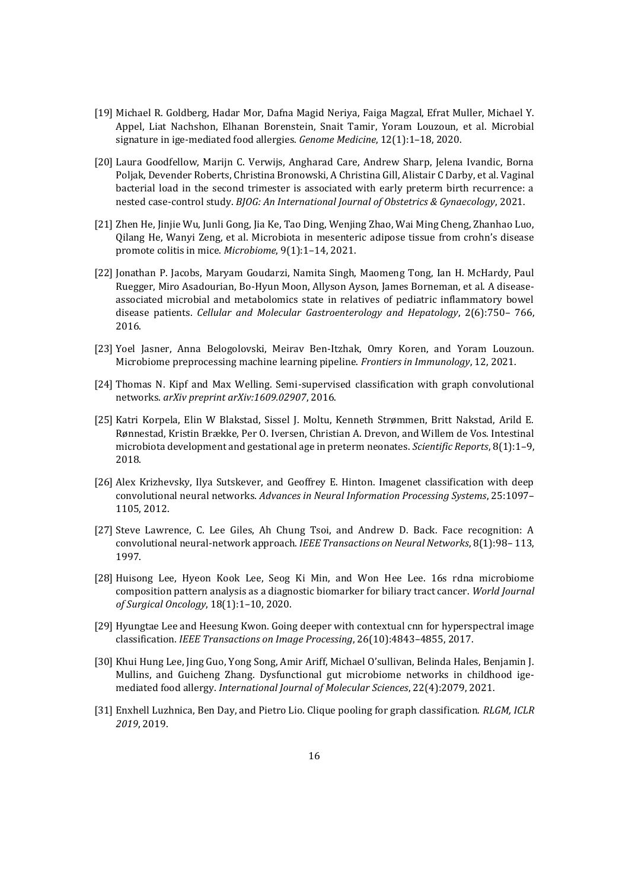[19] Michael R. Goldberg, Hadar Mor, Dafna Magid Neriya, Faiga Magzal, Efrat Muller, Michael Y. Appel, Liat Nachshon, Elhanan Borenstein, Snait Tamir, Yoram Louzoun, et al. Microbial signature in ige-mediated food allergies. *Genome Medicine*, 12(1):1–18, 2020.

[20] Laura Goodfellow, Marijn C. Verwijs, Angharad Care, Andrew Sharp, Jelena Ivandic, Borna Poljak, Devender Roberts, Christina Bronowski, A Christina Gill, Alistair C Darby, et al. Vaginal bacterial load in the second trimester is associated with early preterm birth recurrence: a nested case-control study. *BJOG: An International Journal of Obstetrics & Gynaecology*, 2021.

[21] Zhen He, Jinjie Wu, Junli Gong, Jia Ke, Tao Ding, Wenjing Zhao, Wai Ming Cheng, Zhanhao Luo, Qilang He, Wanyi Zeng, et al. Microbiota in mesenteric adipose tissue from crohn's disease promote colitis in mice. *Microbiome*, 9(1):1–14, 2021.

[22] Jonathan P. Jacobs, Maryam Goudarzi, Namita Singh, Maomeng Tong, Ian H. McHardy, Paul Ruegger, Miro Asadourian, Bo-Hyun Moon, Allyson Ayson, James Borneman, et al. A disease-associated microbial and metabolomics state in relatives of pediatric inflammatory bowel disease patients. *Cellular and Molecular Gastroenterology and Hepatology*, 2(6):750– 766, 2016.

[23] Yoel Jasner, Anna Belogolovski, Meirav Ben-Itzhak, Omry Koren, and Yoram Louzoun. Microbiome preprocessing machine learning pipeline. *Frontiers in Immunology*, 12, 2021.

[24] Thomas N. Kipf and Max Welling. Semi-supervised classification with graph convolutional networks. *arXiv preprint arXiv:1609.02907*, 2016.

[25] Katri Korpela, Elin W Blakstad, Sissel J. Moltu, Kenneth Strømmen, Britt Nakstad, Arild E. Rønnestad, Kristin Brække, Per O. Iversen, Christian A. Drevon, and Willem de Vos. Intestinal microbiota development and gestational age in preterm neonates. *Scientific Reports*, 8(1):1–9, 2018.

[26] Alex Krizhevsky, Ilya Sutskever, and Geoffrey E. Hinton. Imagenet classification with deep convolutional neural networks. *Advances in Neural Information Processing Systems*, 25:1097–1105, 2012.

[27] Steve Lawrence, C. Lee Giles, Ah Chung Tsoi, and Andrew D. Back. Face recognition: A convolutional neural-network approach. *IEEE Transactions on Neural Networks*, 8(1):98– 113, 1997.

[28] Huisong Lee, Hyeon Kook Lee, Seog Ki Min, and Won Hee Lee. 16s rdna microbiome composition pattern analysis as a diagnostic biomarker for biliary tract cancer. *World Journal of Surgical Oncology*, 18(1):1–10, 2020.

[29] Hyungtae Lee and Heesung Kwon. Going deeper with contextual cnn for hyperspectral image classification. *IEEE Transactions on Image Processing*, 26(10):4843–4855, 2017.

[30] Khui Hung Lee, Jing Guo, Yong Song, Amir Ariff, Michael O'sullivan, Belinda Hales, Benjamin J. Mullins, and Guicheng Zhang. Dysfunctional gut microbiome networks in childhood ige-mediated food allergy. *International Journal of Molecular Sciences*, 22(4):2079, 2021.

[31] Enxhell Luzhnica, Ben Day, and Pietro Lio. Clique pooling for graph classification. *RLGM, ICLR 2019*, 2019.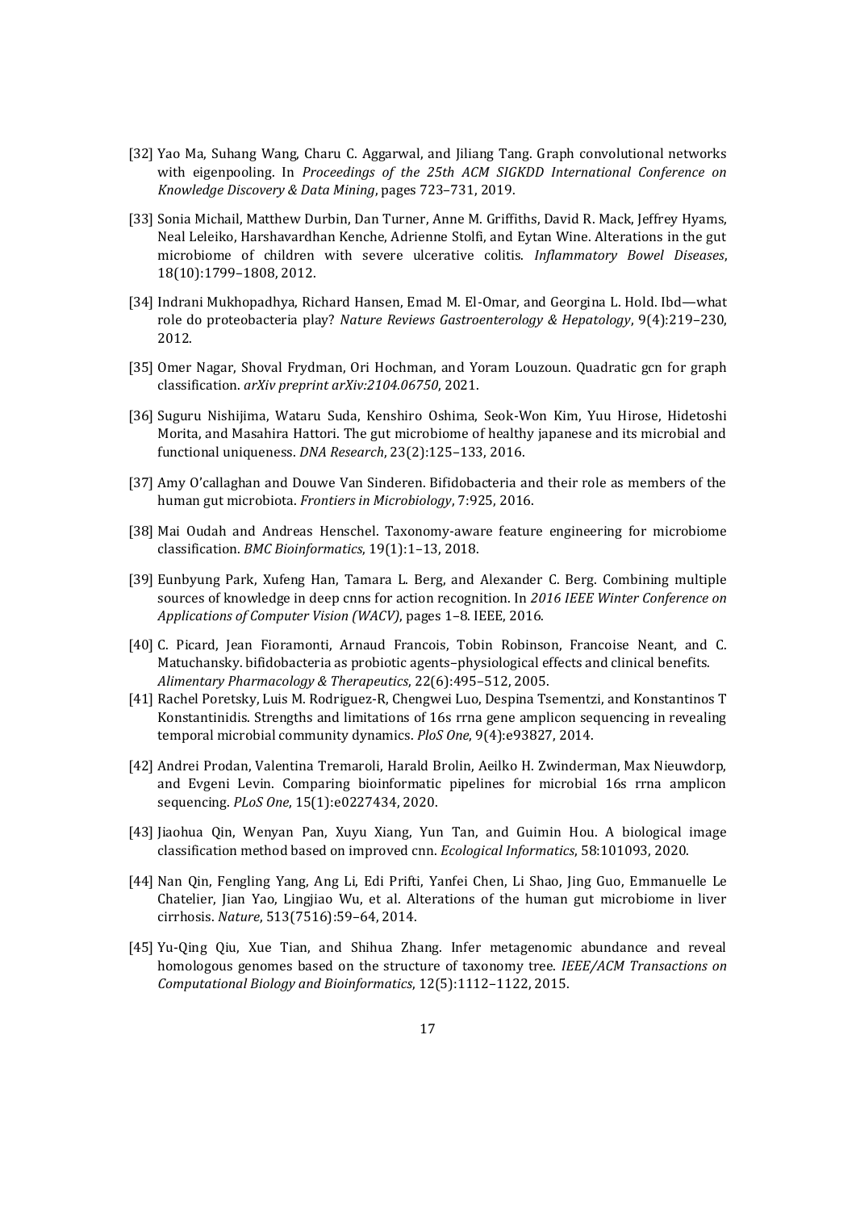[32] Yao Ma, Suhang Wang, Charu C. Aggarwal, and Jiliang Tang. Graph convolutional networks with eigenpooling. In *Proceedings of the 25th ACM SIGKDD International Conference on Knowledge Discovery & Data Mining*, pages 723–731, 2019.

[33] Sonia Michail, Matthew Durbin, Dan Turner, Anne M. Griffiths, David R. Mack, Jeffrey Hyams, Neal Leleiko, Harshavardhan Kenche, Adrienne Stolfi, and Eytan Wine. Alterations in the gut microbiome of children with severe ulcerative colitis. *Inflammatory Bowel Diseases*, 18(10):1799–1808, 2012.

[34] Indrani Mukhopadhya, Richard Hansen, Emad M. El-Omar, and Georgina L. Hold. Ibd—what role do proteobacteria play? *Nature Reviews Gastroenterology & Hepatology*, 9(4):219–230, 2012.

[35] Omer Nagar, Shoval Frydman, Ori Hochman, and Yoram Louzoun. Quadratic gcn for graph classification. *arXiv preprint arXiv:2104.06750*, 2021.

[36] Suguru Nishijima, Wataru Suda, Kenshiro Oshima, Seok-Won Kim, Yuu Hirose, Hidetoshi Morita, and Masahira Hattori. The gut microbiome of healthy japanese and its microbial and functional uniqueness. *DNA Research*, 23(2):125–133, 2016.

[37] Amy O'callaghan and Douwe Van Sinderen. Bifidobacteria and their role as members of the human gut microbiota. *Frontiers in Microbiology*, 7:925, 2016.

[38] Mai Oudah and Andreas Henschel. Taxonomy-aware feature engineering for microbiome classification. *BMC Bioinformatics*, 19(1):1–13, 2018.

[39] Eunbyung Park, Xufeng Han, Tamara L. Berg, and Alexander C. Berg. Combining multiple sources of knowledge in deep cnns for action recognition. In *2016 IEEE Winter Conference on Applications of Computer Vision (WACV)*, pages 1–8. IEEE, 2016.

[40] C. Picard, Jean Fioramonti, Arnaud Francois, Tobin Robinson, Francoise Neant, and C. Matuchansky. bifidobacteria as probiotic agents–physiological effects and clinical benefits. *Alimentary Pharmacology & Therapeutics*, 22(6):495–512, 2005.

[41] Rachel Poretsky, Luis M. Rodriguez-R, Chengwei Luo, Despina Tsementzi, and Konstantinos T Konstantinidis. Strengths and limitations of 16s rrna gene amplicon sequencing in revealing temporal microbial community dynamics. *PloS One*, 9(4):e93827, 2014.

[42] Andrei Prodan, Valentina Tremaroli, Harald Brolin, Aeilko H. Zwinderman, Max Nieuwdorp, and Evgeni Levin. Comparing bioinformatic pipelines for microbial 16s rrna amplicon sequencing. *PLoS One*, 15(1):e0227434, 2020.

[43] Jiaohua Qin, Wenyan Pan, Xuyu Xiang, Yun Tan, and Guimin Hou. A biological image classification method based on improved cnn. *Ecological Informatics*, 58:101093, 2020.

[44] Nan Qin, Fengling Yang, Ang Li, Edi Prifti, Yanfei Chen, Li Shao, Jing Guo, Emmanuelle Le Chatelier, Jian Yao, Lingjiao Wu, et al. Alterations of the human gut microbiome in liver cirrhosis. *Nature*, 513(7516):59–64, 2014.

[45] Yu-Qing Qiu, Xue Tian, and Shihua Zhang. Infer metagenomic abundance and reveal homologous genomes based on the structure of taxonomy tree. *IEEE/ACM Transactions on Computational Biology and Bioinformatics*, 12(5):1112–1122, 2015.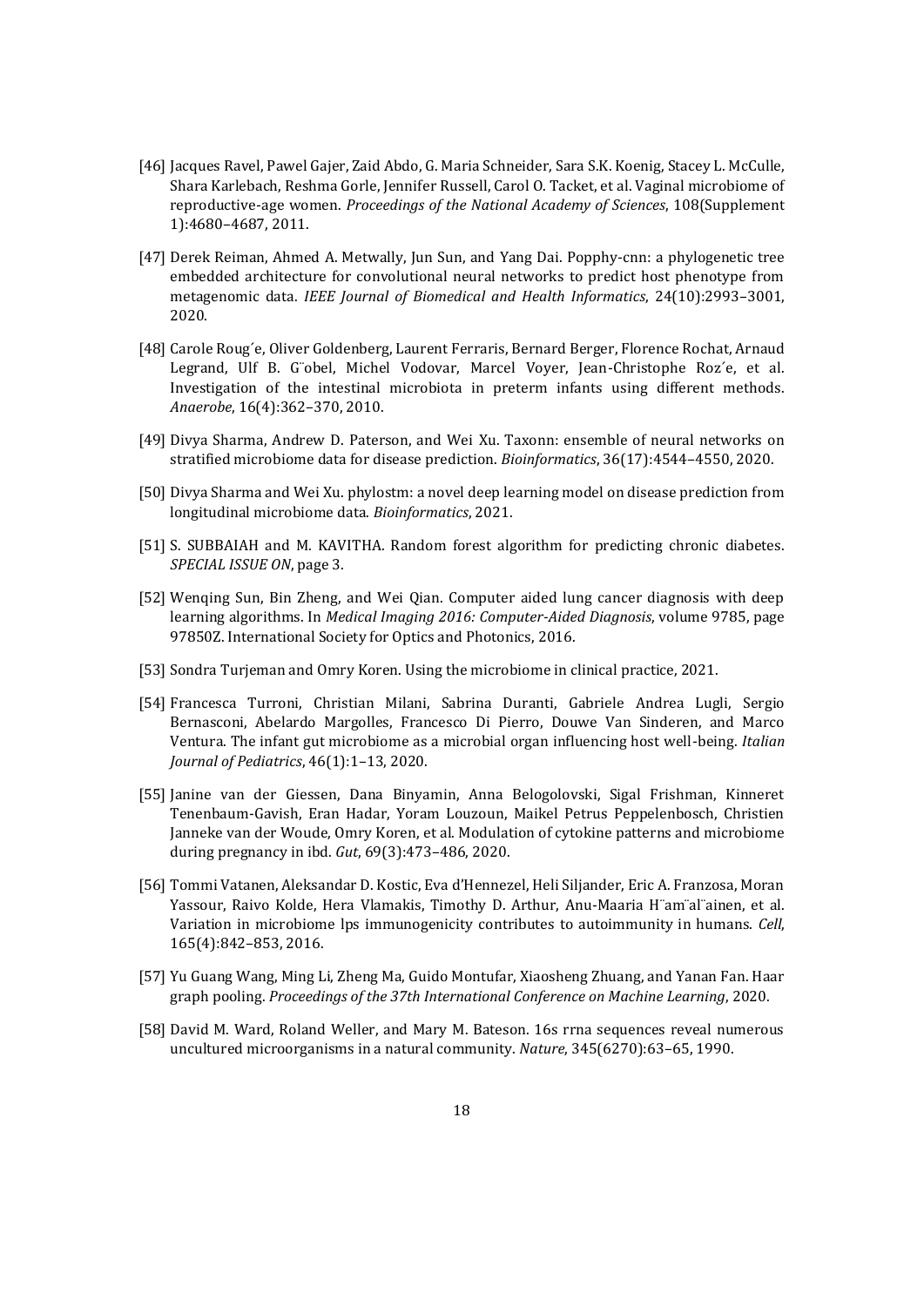[46] Jacques Ravel, Pawel Gajer, Zaid Abdo, G. Maria Schneider, Sara S.K. Koenig, Stacey L. McCulle, Shara Karlebach, Reshma Gorle, Jennifer Russell, Carol O. Tacket, et al. Vaginal microbiome of reproductive-age women. *Proceedings of the National Academy of Sciences*, 108(Supplement 1):4680–4687, 2011.

[47] Derek Reiman, Ahmed A. Metwally, Jun Sun, and Yang Dai. Popphy-cnn: a phylogenetic tree embedded architecture for convolutional neural networks to predict host phenotype from metagenomic data. *IEEE Journal of Biomedical and Health Informatics*, 24(10):2993–3001, 2020.

[48] Carole Roug´e, Oliver Goldenberg, Laurent Ferraris, Bernard Berger, Florence Rochat, Arnaud Legrand, Ulf B. G¨obel, Michel Vodovar, Marcel Voyer, Jean-Christophe Roz´e, et al. Investigation of the intestinal microbiota in preterm infants using different methods. *Anaerobe*, 16(4):362–370, 2010.

[49] Divya Sharma, Andrew D. Paterson, and Wei Xu. Taxonn: ensemble of neural networks on stratified microbiome data for disease prediction. *Bioinformatics*, 36(17):4544–4550, 2020.

[50] Divya Sharma and Wei Xu. phylostm: a novel deep learning model on disease prediction from longitudinal microbiome data. *Bioinformatics*, 2021.

[51] S. SUBBAIAH and M. KAVITHA. Random forest algorithm for predicting chronic diabetes. *SPECIAL ISSUE ON*, page 3.

[52] Wenqing Sun, Bin Zheng, and Wei Qian. Computer aided lung cancer diagnosis with deep learning algorithms. In *Medical Imaging 2016: Computer-Aided Diagnosis*, volume 9785, page 97850Z. International Society for Optics and Photonics, 2016.

[53] Sondra Turjeman and Omry Koren. Using the microbiome in clinical practice, 2021.

[54] Francesca Turroni, Christian Milani, Sabrina Duranti, Gabriele Andrea Lugli, Sergio Bernasconi, Abelardo Margolles, Francesco Di Pierro, Douwe Van Sinderen, and Marco Ventura. The infant gut microbiome as a microbial organ influencing host well-being. *Italian Journal of Pediatrics*, 46(1):1–13, 2020.

[55] Janine van der Giessen, Dana Binyamin, Anna Belogolovski, Sigal Frishman, Kinneret Tenenbaum-Gavish, Eran Hadar, Yoram Louzoun, Maikel Petrus Peppelenbosch, Christien Janneke van der Woude, Omry Koren, et al. Modulation of cytokine patterns and microbiome during pregnancy in ibd. *Gut*, 69(3):473–486, 2020.

[56] Tommi Vatanen, Aleksandar D. Kostic, Eva d'Hennezel, Heli Siljander, Eric A. Franzosa, Moran Yassour, Raivo Kolde, Hera Vlamakis, Timothy D. Arthur, Anu-Maaria H¨am¨al¨ainen, et al. Variation in microbiome lps immunogenicity contributes to autoimmunity in humans. *Cell*, 165(4):842–853, 2016.

[57] Yu Guang Wang, Ming Li, Zheng Ma, Guido Montufar, Xiaosheng Zhuang, and Yanan Fan. Haar graph pooling. *Proceedings of the 37th International Conference on Machine Learning*, 2020.

[58] David M. Ward, Roland Weller, and Mary M. Bateson. 16s rrna sequences reveal numerous uncultured microorganisms in a natural community. *Nature*, 345(6270):63–65, 1990.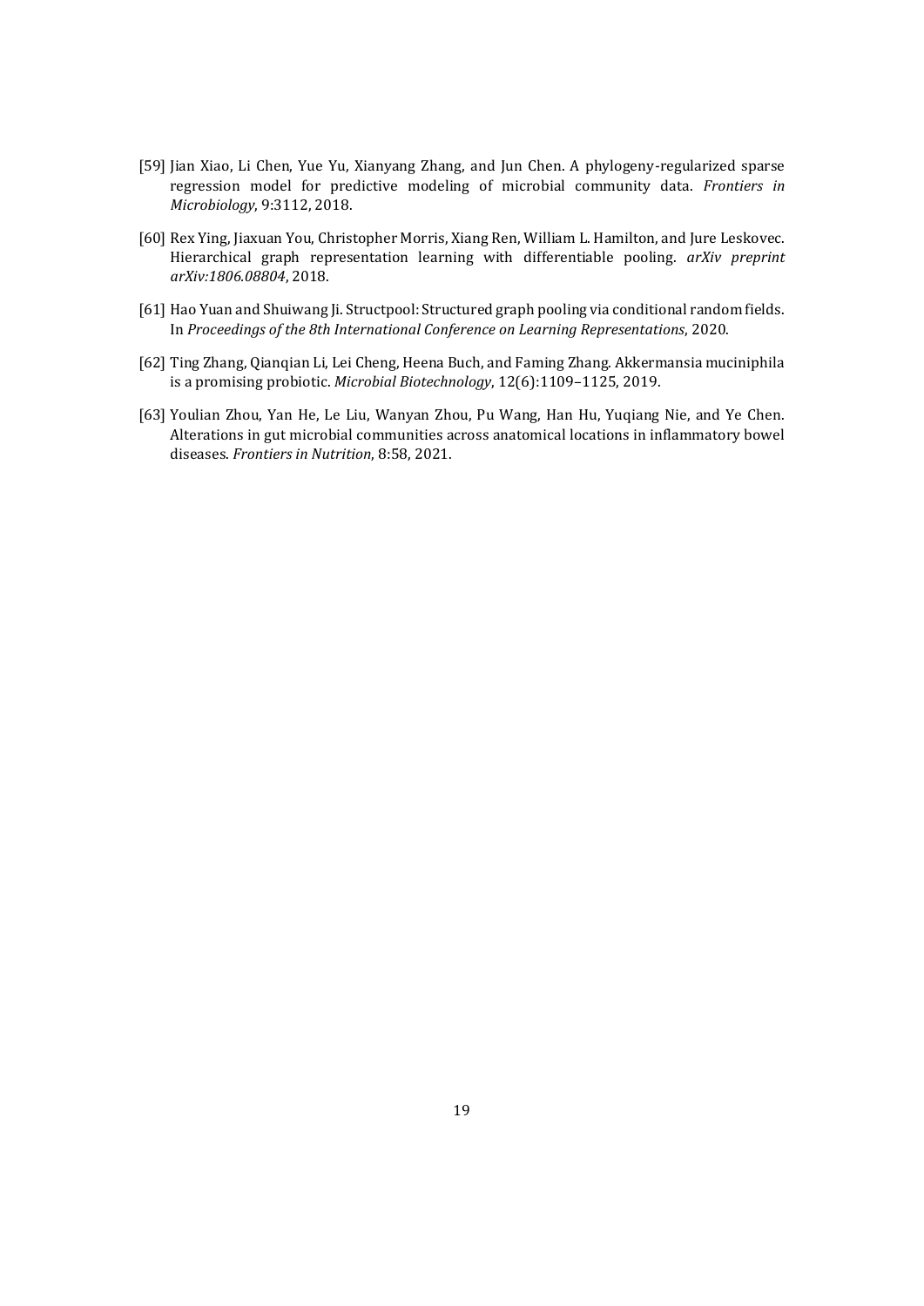[59] Jian Xiao, Li Chen, Yue Yu, Xianyang Zhang, and Jun Chen. A phylogeny-regularized sparse regression model for predictive modeling of microbial community data. *Frontiers in Microbiology*, 9:3112, 2018.

[60] Rex Ying, Jiaxuan You, Christopher Morris, Xiang Ren, William L. Hamilton, and Jure Leskovec. Hierarchical graph representation learning with differentiable pooling. *arXiv preprint arXiv:1806.08804*, 2018.

[61] Hao Yuan and Shuiwang Ji. Structpool: Structured graph pooling via conditional random fields. In *Proceedings of the 8th International Conference on Learning Representations*, 2020.

[62] Ting Zhang, Qianqian Li, Lei Cheng, Heena Buch, and Faming Zhang. Akkermansia muciniphila is a promising probiotic. *Microbial Biotechnology*, 12(6):1109–1125, 2019.

[63] Youlian Zhou, Yan He, Le Liu, Wanyan Zhou, Pu Wang, Han Hu, Yuqiang Nie, and Ye Chen. Alterations in gut microbial communities across anatomical locations in inflammatory bowel diseases. *Frontiers in Nutrition*, 8:58, 2021.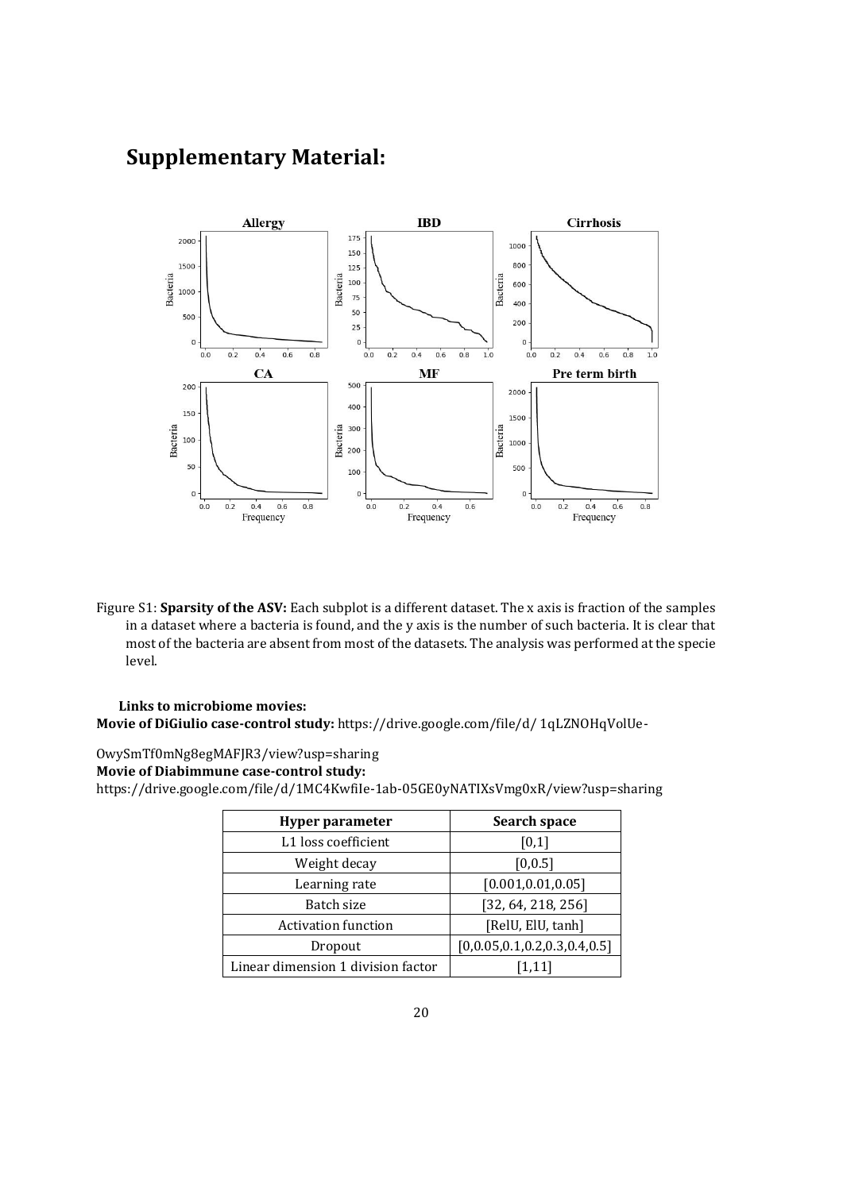# Supplementary Material:

Figure S1: **Sparsity of the ASV:** Each subplot is a different dataset. The x axis is fraction of the samples in a dataset where a bacteria is found, and the y axis is the number of such bacteria. It is clear that most of the bacteria are absent from most of the datasets. The analysis was performed at the specie level.

**Links to microbiome movies:**

**Movie of DiGiulio case-control study:** https://drive.google.com/file/d/ 1qLZNOHqVolUe-0wySmTf0mNg8egMAFJR3/view?usp=sharing

**Movie of Diabimmune case-control study:** https://drive.google.com/file/d/1MC4KwfiIe-1ab-05GE0yNATIXsVmg0xR/view?usp=sharing

| Hyper parameter | Search space |
|---|---|
| L1 loss coefficient | [0,1] |
| Weight decay | [0,0.5] |
| Learning rate | [0.001,0.01,0.05] |
| Batch size | [32, 64, 218, 256] |
| Activation function | [RelU, ElU, tanh] |
| Dropout | [0,0.05,0.1,0.2,0.3,0.4,0.5] |
| Linear dimension 1 division factor | [1,11] |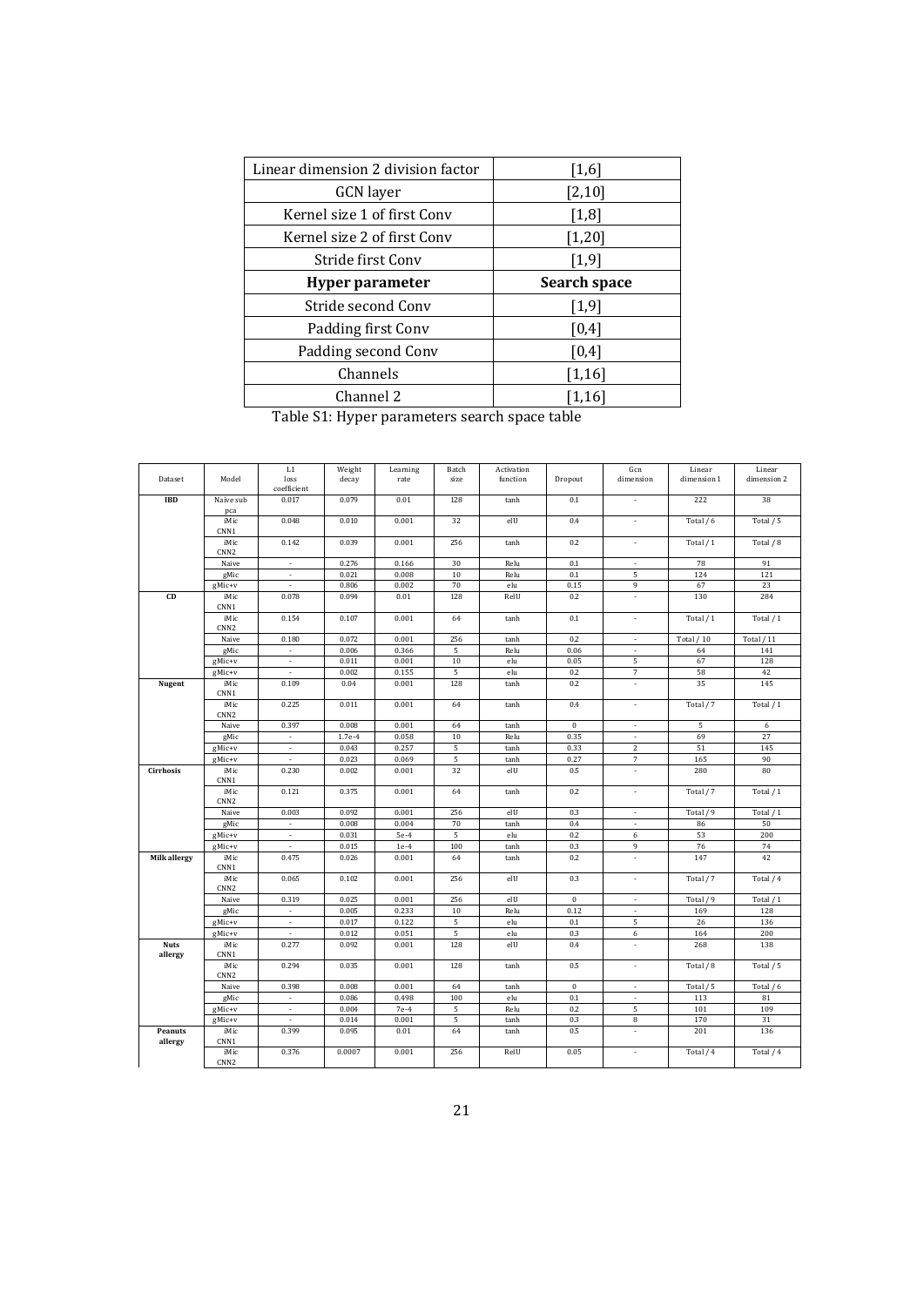| Linear dimension 2 division factor | [1,6] |
|---|---|
| GCN layer | [2,10] |
| Kernel size 1 of first Conv | [1,8] |
| Kernel size 2 of first Conv | [1,20] |
| Stride first Conv | [1,9] |
| **Hyper parameter** | **Search space** |
| Stride second Conv | [1,9] |
| Padding first Conv | [0,4] |
| Padding second Conv | [0,4] |
| Channels | [1,16] |
| Channel 2 | [1,16] |

Table S1: Hyper parameters search space table

| Dataset | Model | L1 loss coefficient | Weight decay | Learning rate | Batch size | Activation function | Dropout | Gcn dimension | Linear dimension 1 | Linear dimension 2 |
|---|---|---|---|---|---|---|---|---|---|---|
| **IBD** | Naive sub pca | 0.017 | 0.079 | 0.01 | 128 | tanh | 0.1 | - | 222 | 38 |
| | iMic CNN1 | 0.048 | 0.010 | 0.001 | 32 | elU | 0.4 | - | Total / 6 | Total / 5 |
| | iMic CNN2 | 0.142 | 0.039 | 0.001 | 256 | tanh | 0.2 | - | Total / 1 | Total / 8 |
| | Naive | - | 0.276 | 0.166 | 30 | Relu | 0.1 | - | 78 | 91 |
| | gMic | - | 0.021 | 0.008 | 10 | Relu | 0.1 | 5 | 124 | 121 |
| | gMic+v | - | 0.806 | 0.002 | 70 | elu | 0.15 | 9 | 67 | 23 |
| **CD** | iMic CNN1 | 0.078 | 0.094 | 0.01 | 128 | RelU | 0.2 | - | 130 | 284 |
| | iMic CNN2 | 0.154 | 0.107 | 0.001 | 64 | tanh | 0.1 | - | Total / 1 | Total / 1 |
| | Naive | 0.180 | 0.072 | 0.001 | 256 | tanh | 0.2 | - | Total / 10 | Total / 11 |
| | gMic | - | 0.006 | 0.366 | 5 | Relu | 0.06 | - | 64 | 141 |
| | gMic+v | - | 0.011 | 0.001 | 10 | elu | 0.05 | 5 | 67 | 128 |
| | gMic+v | - | 0.002 | 0.155 | 5 | elu | 0.2 | 7 | 58 | 42 |
| **Nugent** | iMic CNN1 | 0.109 | 0.04 | 0.001 | 128 | tanh | 0.2 | - | 35 | 145 |
| | iMic CNN2 | 0.225 | 0.011 | 0.001 | 64 | tanh | 0.4 | - | Total / 7 | Total / 1 |
| | Naive | 0.397 | 0.008 | 0.001 | 64 | tanh | 0 | - | 5 | 6 |
| | gMic | - | 1.7e-4 | 0.058 | 10 | Relu | 0.35 | - | 69 | 27 |
| | gMic+v | - | 0.043 | 0.257 | 5 | tanh | 0.33 | 2 | 51 | 145 |
| | gMic+v | - | 0.023 | 0.069 | 5 | tanh | 0.27 | 7 | 165 | 90 |
| **Cirrhosis** | iMic CNN1 | 0.230 | 0.002 | 0.001 | 32 | elU | 0.5 | - | 280 | 80 |
| | iMic CNN2 | 0.121 | 0.375 | 0.001 | 64 | tanh | 0.2 | - | Total / 7 | Total / 1 |
| | Naive | 0.003 | 0.092 | 0.001 | 256 | elU | 0.3 | - | Total / 9 | Total / 1 |
| | gMic | - | 0.008 | 0.004 | 70 | tanh | 0.4 | - | 86 | 50 |
| | gMic+v | - | 0.031 | 5e-4 | 5 | elu | 0.2 | 6 | 53 | 200 |
| | gMic+v | - | 0.015 | 1e-4 | 100 | tanh | 0.3 | 9 | 76 | 74 |
| **Milk allergy** | iMic CNN1 | 0.475 | 0.026 | 0.001 | 64 | tanh | 0.2 | - | 147 | 42 |
| | iMic CNN2 | 0.065 | 0.102 | 0.001 | 256 | elU | 0.3 | - | Total / 7 | Total / 4 |
| | Naive | 0.319 | 0.025 | 0.001 | 256 | elU | 0 | - | Total / 9 | Total / 1 |
| | gMic | - | 0.005 | 0.233 | 10 | Relu | 0.12 | - | 169 | 128 |
| | gMic+v | - | 0.017 | 0.122 | 5 | elu | 0.1 | 5 | 26 | 136 |
| | gMic+v | - | 0.012 | 0.051 | 5 | elu | 0.3 | 6 | 164 | 200 |
| **Nuts allergy** | iMic CNN1 | 0.277 | 0.092 | 0.001 | 128 | elU | 0.4 | - | 268 | 138 |
| | iMic CNN2 | 0.294 | 0.035 | 0.001 | 128 | tanh | 0.5 | - | Total / 8 | Total / 5 |
| | Naive | 0.398 | 0.008 | 0.001 | 64 | tanh | 0 | - | Total / 5 | Total / 6 |
| | gMic | - | 0.086 | 0.498 | 100 | elu | 0.1 | - | 113 | 81 |
| | gMic+v | - | 0.004 | 7e-4 | 5 | Relu | 0.2 | 5 | 101 | 109 |
| | gMic+v | - | 0.014 | 0.001 | 5 | tanh | 0.3 | 8 | 170 | 31 |
| **Peanuts allergy** | iMic CNN1 | 0.399 | 0.095 | 0.01 | 64 | tanh | 0.5 | - | 201 | 136 |
| | iMic CNN2 | 0.376 | 0.0007 | 0.001 | 256 | RelU | 0.05 | - | Total / 4 | Total / 4 |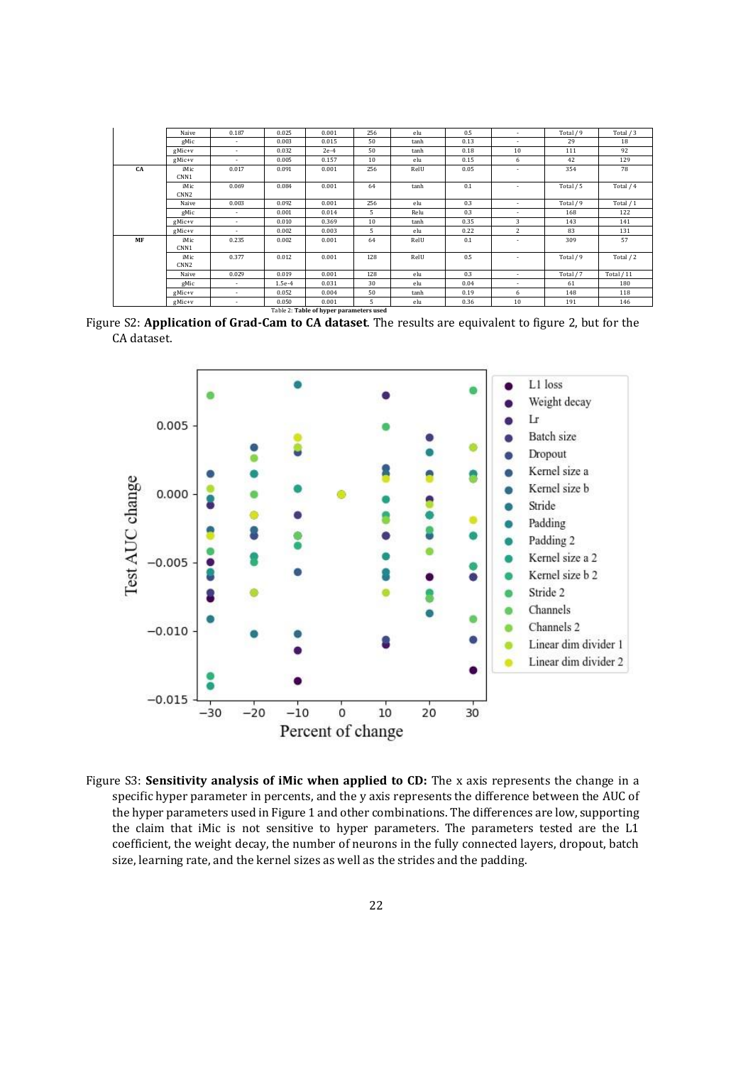| | Naive | 0.187 | 0.025 | 0.001 | 256 | elu | 0.5 | - | Total / 9 | Total / 3 |
|---|---|---|---|---|---|---|---|---|---|---|
| | gMic | - | 0.003 | 0.015 | 50 | tanh | 0.13 | - | 29 | 18 |
| | gMic+v | - | 0.032 | 2e-4 | 50 | tanh | 0.18 | 10 | 111 | 92 |
| | gMic+v | - | 0.005 | 0.157 | 10 | elu | 0.15 | 6 | 42 | 129 |
| CA | iMic CNN1 | 0.017 | 0.091 | 0.001 | 256 | RelU | 0.05 | - | 354 | 78 |
| | iMic CNN2 | 0.069 | 0.084 | 0.001 | 64 | tanh | 0.1 | - | Total / 5 | Total / 4 |
| | Naive | 0.003 | 0.092 | 0.001 | 256 | elu | 0.3 | - | Total / 9 | Total / 1 |
| | gMic | - | 0.001 | 0.014 | 5 | Relu | 0.3 | - | 168 | 122 |
| | gMic+v | - | 0.010 | 0.369 | 10 | tanh | 0.35 | 3 | 143 | 141 |
| | gMic+v | - | 0.002 | 0.003 | 5 | elu | 0.22 | 2 | 83 | 131 |
| MF | iMic CNN1 | 0.235 | 0.002 | 0.001 | 64 | RelU | 0.1 | - | 309 | 57 |
| | iMic CNN2 | 0.377 | 0.012 | 0.001 | 128 | RelU | 0.5 | - | Total / 9 | Total / 2 |
| | Naive | 0.029 | 0.019 | 0.001 | 128 | elu | 0.3 | - | Total / 7 | Total / 11 |
| | gMic | - | 1.5e-4 | 0.031 | 30 | elu | 0.04 | - | 61 | 180 |
| | gMic+v | - | 0.052 | 0.004 | 50 | tanh | 0.19 | 6 | 148 | 118 |
| | gMic+v | - | 0.050 | 0.001 | 5 | elu | 0.36 | 10 | 191 | 146 |

Table 2: **Table of hyper parameters used**

Figure S2: **Application of Grad-Cam to CA dataset**. The results are equivalent to figure 2, but for the CA dataset.

Figure S3: **Sensitivity analysis of iMic when applied to CD:** The x axis represents the change in a specific hyper parameter in percents, and the y axis represents the difference between the AUC of the hyper parameters used in Figure 1 and other combinations. The differences are low, supporting the claim that iMic is not sensitive to hyper parameters. The parameters tested are the L1 coefficient, the weight decay, the number of neurons in the fully connected layers, dropout, batch size, learning rate, and the kernel sizes as well as the strides and the padding.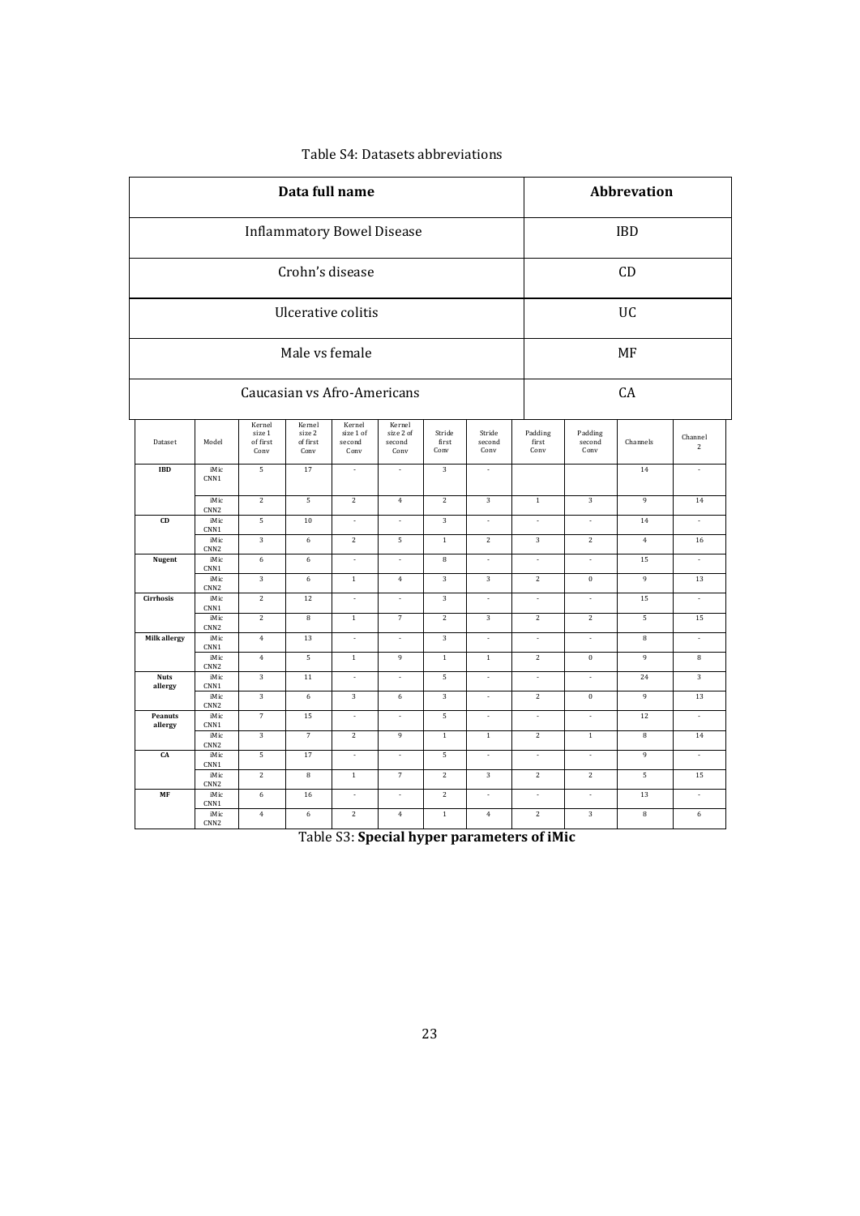Table S4: Datasets abbreviations

| Data full name | Abbrevation |
|---|---|
| Inflammatory Bowel Disease | IBD |
| Crohn's disease | CD |
| Ulcerative colitis | UC |
| Male vs female | MF |
| Caucasian vs Afro-Americans | CA |

| Dataset | Model | Kernel size 1 of first Conv | Kernel size 2 of first Conv | Kernel size 1 of second Conv | Kernel size 2 of second Conv | Stride first Conv | Stride second Conv | Padding first Conv | Padding second Conv | Channels | Channel 2 |
|---|---|---|---|---|---|---|---|---|---|---|---|
| **IBD** | iMic CNN1 | 5 | 17 | - | - | 3 | - | | | 14 | - |
| | iMic CNN2 | 2 | 5 | 2 | 4 | 2 | 3 | 1 | 3 | 9 | 14 |
| **CD** | iMic CNN1 | 5 | 10 | - | - | 3 | - | - | - | 14 | - |
| | iMic CNN2 | 3 | 6 | 2 | 5 | 1 | 2 | 3 | 2 | 4 | 16 |
| **Nugent** | iMic CNN1 | 6 | 6 | - | - | 8 | - | - | - | 15 | - |
| | iMic CNN2 | 3 | 6 | 1 | 4 | 3 | 3 | 2 | 0 | 9 | 13 |
| **Cirrhosis** | iMic CNN1 | 2 | 12 | - | - | 3 | - | - | - | 15 | - |
| | iMic CNN2 | 2 | 8 | 1 | 7 | 2 | 3 | 2 | 2 | 5 | 15 |
| **Milk allergy** | iMic CNN1 | 4 | 13 | - | - | 3 | - | - | - | 8 | - |
| | iMic CNN2 | 4 | 5 | 1 | 9 | 1 | 1 | 2 | 0 | 9 | 8 |
| **Nuts allergy** | iMic CNN1 | 3 | 11 | - | - | 5 | - | - | - | 24 | 3 |
| | iMic CNN2 | 3 | 6 | 3 | 6 | 3 | - | 2 | 0 | 9 | 13 |
| **Peanuts allergy** | iMic CNN1 | 7 | 15 | - | - | 5 | - | - | - | 12 | - |
| | iMic CNN2 | 3 | 7 | 2 | 9 | 1 | 1 | 2 | 1 | 8 | 14 |
| **CA** | iMic CNN1 | 5 | 17 | - | - | 5 | - | - | - | 9 | - |
| | iMic CNN2 | 2 | 8 | 1 | 7 | 2 | 3 | 2 | 2 | 5 | 15 |
| **MF** | iMic CNN1 | 6 | 16 | - | - | 2 | - | - | - | 13 | - |
| | iMic CNN2 | 4 | 6 | 2 | 4 | 1 | 4 | 2 | 3 | 8 | 6 |

Table S3: **Special hyper parameters of iMic**